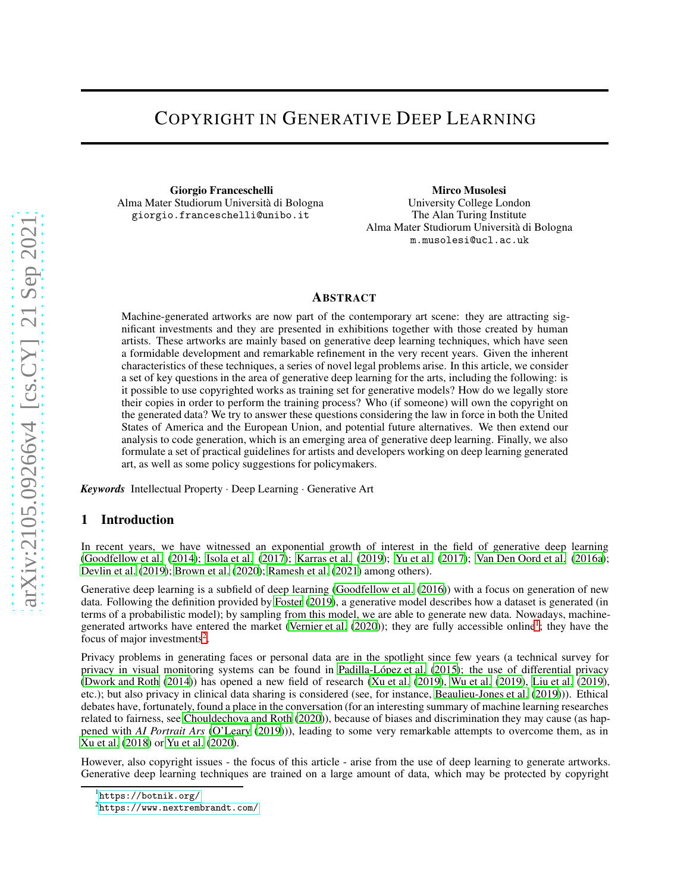# Copyright in Generative Deep Learning

**Giorgio Franceschelli**
Alma Mater Studiorum Università di Bologna
giorgio.franceschelli@unibo.it

**Mirco Musolesi**
University College London
The Alan Turing Institute
Alma Mater Studiorum Università di Bologna
m.musolesi@ucl.ac.uk

## Abstract

Machine-generated artworks are now part of the contemporary art scene: they are attracting significant investments and they are presented in exhibitions together with those created by human artists. These artworks are mainly based on generative deep learning techniques, which have seen a formidable development and remarkable refinement in the very recent years. Given the inherent characteristics of these techniques, a series of novel legal problems arise. In this article, we consider a set of key questions in the area of generative deep learning for the arts, including the following: is it possible to use copyrighted works as training set for generative models? How do we legally store their copies in order to perform the training process? Who (if someone) will own the copyright on the generated data? We try to answer these questions considering the law in force in both the United States of America and the European Union, and potential future alternatives. We then extend our analysis to code generation, which is an emerging area of generative deep learning. Finally, we also formulate a set of practical guidelines for artists and developers working on deep learning generated art, as well as some policy suggestions for policymakers.

***Keywords*** Intellectual Property · Deep Learning · Generative Art

## 1 Introduction

In recent years, we have witnessed an exponential growth of interest in the field of generative deep learning (Goodfellow et al. (2014); Isola et al. (2017); Karras et al. (2019); Yu et al. (2017); Van Den Oord et al. (2016a); Devlin et al. (2019); Brown et al. (2020); Ramesh et al. (2021) among others).

Generative deep learning is a subfield of deep learning (Goodfellow et al. (2016)) with a focus on generation of new data. Following the definition provided by Foster (2019), a generative model describes how a dataset is generated (in terms of a probabilistic model); by sampling from this model, we are able to generate new data. Nowadays, machine-generated artworks have entered the market (Vernier et al. (2020)); they are fully accessible online[1]; they have the focus of major investments[2].

Privacy problems in generating faces or personal data are in the spotlight since few years (a technical survey for privacy in visual monitoring systems can be found in Padilla-López et al. (2015); the use of differential privacy (Dwork and Roth (2014)) has opened a new field of research (Xu et al. (2019), Wu et al. (2019), Liu et al. (2019), etc.); but also privacy in clinical data sharing is considered (see, for instance, Beaulieu-Jones et al. (2019))). Ethical debates have, fortunately, found a place in the conversation (for an interesting summary of machine learning researches related to fairness, see Chouldechova and Roth (2020)), because of biases and discrimination they may cause (as happened with *AI Portrait Ars* (O'Leary (2019))), leading to some very remarkable attempts to overcome them, as in Xu et al. (2018) or Yu et al. (2020).

However, also copyright issues - the focus of this article - arise from the use of deep learning to generate artworks. Generative deep learning techniques are trained on a large amount of data, which may be protected by copyright

[1] https://botnik.org/

[2] https://www.nextrembrandt.com/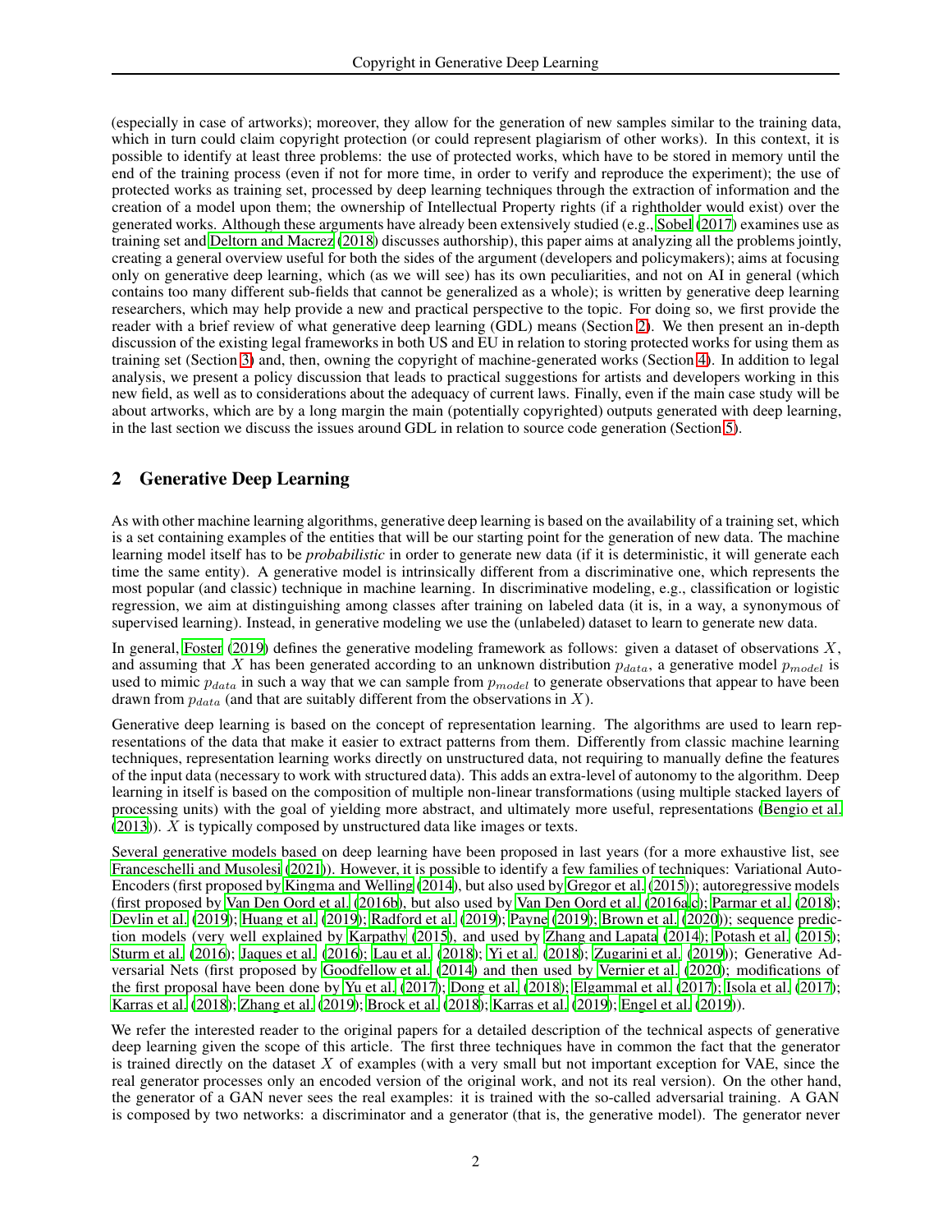(especially in case of artworks); moreover, they allow for the generation of new samples similar to the training data, which in turn could claim copyright protection (or could represent plagiarism of other works). In this context, it is possible to identify at least three problems: the use of protected works, which have to be stored in memory until the end of the training process (even if not for more time, in order to verify and reproduce the experiment); the use of protected works as training set, processed by deep learning techniques through the extraction of information and the creation of a model upon them; the ownership of Intellectual Property rights (if a rightholder would exist) over the generated works. Although these arguments have already been extensively studied (e.g., Sobel (2017) examines use as training set and Deltorn and Macrez (2018) discusses authorship), this paper aims at analyzing all the problems jointly, creating a general overview useful for both the sides of the argument (developers and policymakers); aims at focusing only on generative deep learning, which (as we will see) has its own peculiarities, and not on AI in general (which contains too many different sub-fields that cannot be generalized as a whole); is written by generative deep learning researchers, which may help provide a new and practical perspective to the topic. For doing so, we first provide the reader with a brief review of what generative deep learning (GDL) means (Section 2). We then present an in-depth discussion of the existing legal frameworks in both US and EU in relation to storing protected works for using them as training set (Section 3) and, then, owning the copyright of machine-generated works (Section 4). In addition to legal analysis, we present a policy discussion that leads to practical suggestions for artists and developers working in this new field, as well as to considerations about the adequacy of current laws. Finally, even if the main case study will be about artworks, which are by a long margin the main (potentially copyrighted) outputs generated with deep learning, in the last section we discuss the issues around GDL in relation to source code generation (Section 5).

## 2 Generative Deep Learning

As with other machine learning algorithms, generative deep learning is based on the availability of a training set, which is a set containing examples of the entities that will be our starting point for the generation of new data. The machine learning model itself has to be *probabilistic* in order to generate new data (if it is deterministic, it will generate each time the same entity). A generative model is intrinsically different from a discriminative one, which represents the most popular (and classic) technique in machine learning. In discriminative modeling, e.g., classification or logistic regression, we aim at distinguishing among classes after training on labeled data (it is, in a way, a synonymous of supervised learning). Instead, in generative modeling we use the (unlabeled) dataset to learn to generate new data.

In general, Foster (2019) defines the generative modeling framework as follows: given a dataset of observations $X$, and assuming that $X$ has been generated according to an unknown distribution $p_{data}$, a generative model $p_{model}$ is used to mimic $p_{data}$ in such a way that we can sample from $p_{model}$ to generate observations that appear to have been drawn from $p_{data}$ (and that are suitably different from the observations in $X$).

Generative deep learning is based on the concept of representation learning. The algorithms are used to learn representations of the data that make it easier to extract patterns from them. Differently from classic machine learning techniques, representation learning works directly on unstructured data, not requiring to manually define the features of the input data (necessary to work with structured data). This adds an extra-level of autonomy to the algorithm. Deep learning in itself is based on the composition of multiple non-linear transformations (using multiple stacked layers of processing units) with the goal of yielding more abstract, and ultimately more useful, representations (Bengio et al. (2013)). $X$ is typically composed by unstructured data like images or texts.

Several generative models based on deep learning have been proposed in last years (for a more exhaustive list, see Franceschelli and Musolesi (2021)). However, it is possible to identify a few families of techniques: Variational Auto-Encoders (first proposed by Kingma and Welling (2014), but also used by Gregor et al. (2015)); autoregressive models (first proposed by Van Den Oord et al. (2016b), but also used by Van Den Oord et al. (2016a,c); Parmar et al. (2018); Devlin et al. (2019); Huang et al. (2019); Radford et al. (2019); Payne (2019); Brown et al. (2020)); sequence prediction models (very well explained by Karpathy (2015), and used by Zhang and Lapata (2014); Potash et al. (2015); Sturm et al. (2016); Jaques et al. (2016); Lau et al. (2018); Yi et al. (2018); Zugarini et al. (2019)); Generative Adversarial Nets (first proposed by Goodfellow et al. (2014) and then used by Vernier et al. (2020); modifications of the first proposal have been done by Yu et al. (2017); Dong et al. (2018); Elgammal et al. (2017); Isola et al. (2017); Karras et al. (2018); Zhang et al. (2019); Brock et al. (2018); Karras et al. (2019); Engel et al. (2019)).

We refer the interested reader to the original papers for a detailed description of the technical aspects of generative deep learning given the scope of this article. The first three techniques have in common the fact that the generator is trained directly on the dataset $X$ of examples (with a very small but not important exception for VAE, since the real generator processes only an encoded version of the original work, and not its real version). On the other hand, the generator of a GAN never sees the real examples: it is trained with the so-called adversarial training. A GAN is composed by two networks: a discriminator and a generator (that is, the generative model). The generator never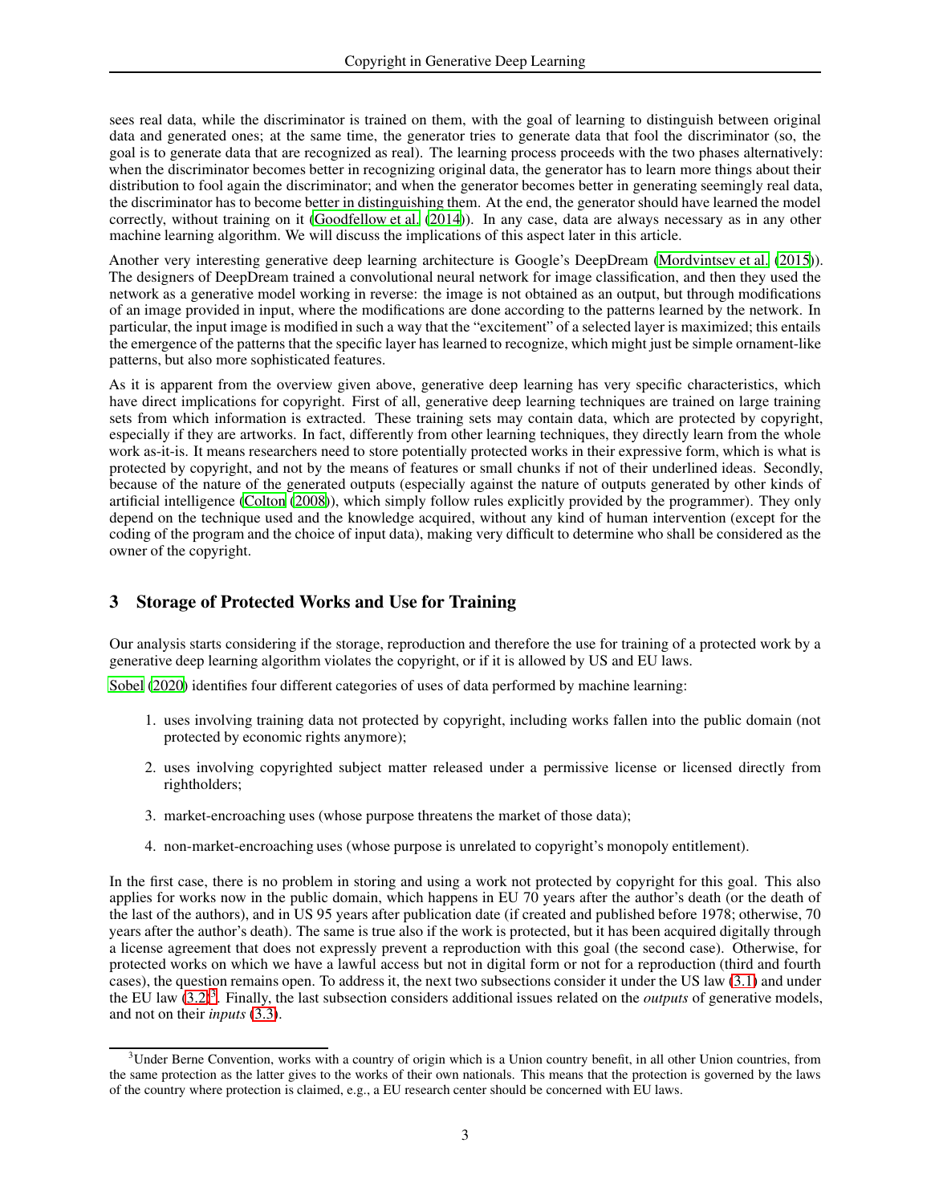sees real data, while the discriminator is trained on them, with the goal of learning to distinguish between original data and generated ones; at the same time, the generator tries to generate data that fool the discriminator (so, the goal is to generate data that are recognized as real). The learning process proceeds with the two phases alternatively: when the discriminator becomes better in recognizing original data, the generator has to learn more things about their distribution to fool again the discriminator; and when the generator becomes better in generating seemingly real data, the discriminator has to become better in distinguishing them. At the end, the generator should have learned the model correctly, without training on it (Goodfellow et al. (2014)). In any case, data are always necessary as in any other machine learning algorithm. We will discuss the implications of this aspect later in this article.

Another very interesting generative deep learning architecture is Google's DeepDream (Mordvintsev et al. (2015)). The designers of DeepDream trained a convolutional neural network for image classification, and then they used the network as a generative model working in reverse: the image is not obtained as an output, but through modifications of an image provided in input, where the modifications are done according to the patterns learned by the network. In particular, the input image is modified in such a way that the "excitement" of a selected layer is maximized; this entails the emergence of the patterns that the specific layer has learned to recognize, which might just be simple ornament-like patterns, but also more sophisticated features.

As it is apparent from the overview given above, generative deep learning has very specific characteristics, which have direct implications for copyright. First of all, generative deep learning techniques are trained on large training sets from which information is extracted. These training sets may contain data, which are protected by copyright, especially if they are artworks. In fact, differently from other learning techniques, they directly learn from the whole work as-it-is. It means researchers need to store potentially protected works in their expressive form, which is what is protected by copyright, and not by the means of features or small chunks if not of their underlined ideas. Secondly, because of the nature of the generated outputs (especially against the nature of outputs generated by other kinds of artificial intelligence (Colton (2008)), which simply follow rules explicitly provided by the programmer). They only depend on the technique used and the knowledge acquired, without any kind of human intervention (except for the coding of the program and the choice of input data), making very difficult to determine who shall be considered as the owner of the copyright.

## 3 Storage of Protected Works and Use for Training

Our analysis starts considering if the storage, reproduction and therefore the use for training of a protected work by a generative deep learning algorithm violates the copyright, or if it is allowed by US and EU laws.

Sobel (2020) identifies four different categories of uses of data performed by machine learning:

1. uses involving training data not protected by copyright, including works fallen into the public domain (not protected by economic rights anymore);
2. uses involving copyrighted subject matter released under a permissive license or licensed directly from rightholders;
3. market-encroaching uses (whose purpose threatens the market of those data);
4. non-market-encroaching uses (whose purpose is unrelated to copyright's monopoly entitlement).

In the first case, there is no problem in storing and using a work not protected by copyright for this goal. This also applies for works now in the public domain, which happens in EU 70 years after the author's death (or the death of the last of the authors), and in US 95 years after publication date (if created and published before 1978; otherwise, 70 years after the author's death). The same is true also if the work is protected, but it has been acquired digitally through a license agreement that does not expressly prevent a reproduction with this goal (the second case). Otherwise, for protected works on which we have a lawful access but not in digital form or not for a reproduction (third and fourth cases), the question remains open. To address it, the next two subsections consider it under the US law (3.1) and under the EU law (3.2)[3]. Finally, the last subsection considers additional issues related on the *outputs* of generative models, and not on their *inputs* (3.3).

[3] Under Berne Convention, works with a country of origin which is a Union country benefit, in all other Union countries, from the same protection as the latter gives to the works of their own nationals. This means that the protection is governed by the laws of the country where protection is claimed, e.g., a EU research center should be concerned with EU laws.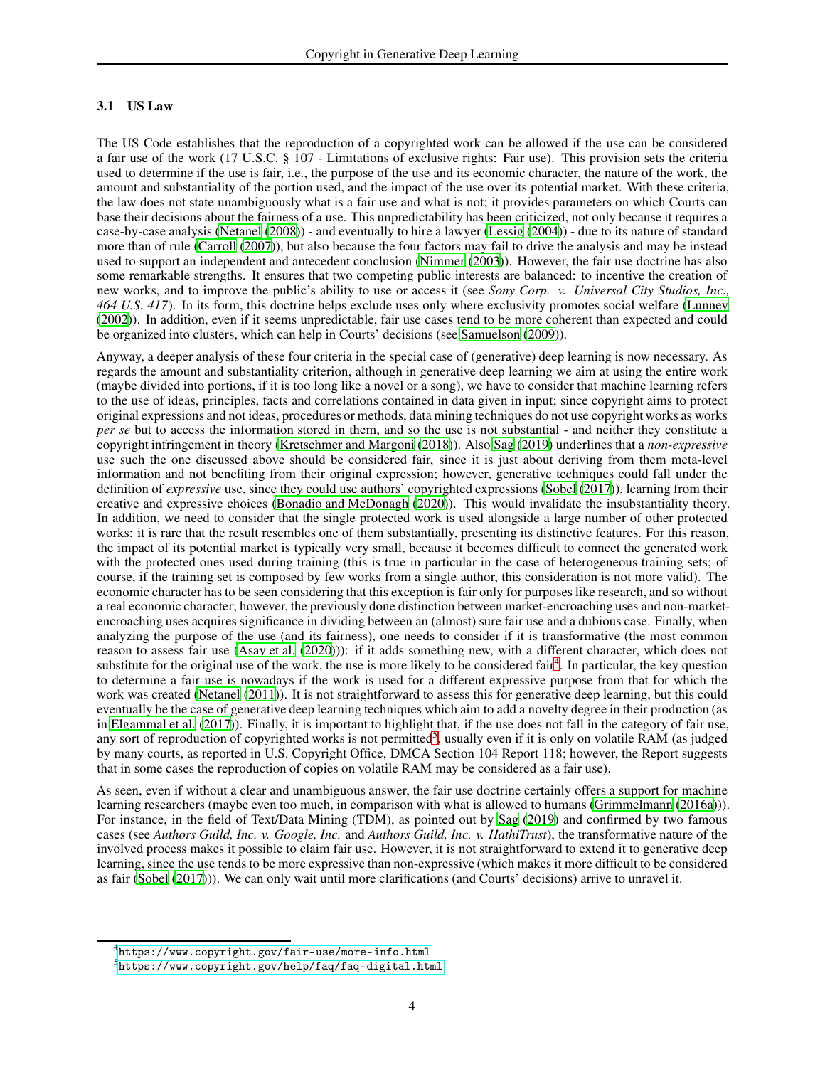### 3.1 US Law

The US Code establishes that the reproduction of a copyrighted work can be allowed if the use can be considered a fair use of the work (17 U.S.C. § 107 - Limitations of exclusive rights: Fair use). This provision sets the criteria used to determine if the use is fair, i.e., the purpose of the use and its economic character, the nature of the work, the amount and substantiality of the portion used, and the impact of the use over its potential market. With these criteria, the law does not state unambiguously what is a fair use and what is not; it provides parameters on which Courts can base their decisions about the fairness of a use. This unpredictability has been criticized, not only because it requires a case-by-case analysis (Netanel (2008)) - and eventually to hire a lawyer (Lessig (2004)) - due to its nature of standard more than of rule (Carroll (2007)), but also because the four factors may fail to drive the analysis and may be instead used to support an independent and antecedent conclusion (Nimmer (2003)). However, the fair use doctrine has also some remarkable strengths. It ensures that two competing public interests are balanced: to incentive the creation of new works, and to improve the public's ability to use or access it (see *Sony Corp. v. Universal City Studios, Inc., 464 U.S. 417*). In its form, this doctrine helps exclude uses only where exclusivity promotes social welfare (Lunney (2002)). In addition, even if it seems unpredictable, fair use cases tend to be more coherent than expected and could be organized into clusters, which can help in Courts' decisions (see Samuelson (2009)).

Anyway, a deeper analysis of these four criteria in the special case of (generative) deep learning is now necessary. As regards the amount and substantiality criterion, although in generative deep learning we aim at using the entire work (maybe divided into portions, if it is too long like a novel or a song), we have to consider that machine learning refers to the use of ideas, principles, facts and correlations contained in data given in input; since copyright aims to protect original expressions and not ideas, procedures or methods, data mining techniques do not use copyright works as works *per se* but to access the information stored in them, and so the use is not substantial - and neither they constitute a copyright infringement in theory (Kretschmer and Margoni (2018)). Also Sag (2019) underlines that a *non-expressive* use such the one discussed above should be considered fair, since it is just about deriving from them meta-level information and not benefiting from their original expression; however, generative techniques could fall under the definition of *expressive* use, since they could use authors' copyrighted expressions (Sobel (2017)), learning from their creative and expressive choices (Bonadio and McDonagh (2020)). This would invalidate the insubstantiality theory. In addition, we need to consider that the single protected work is used alongside a large number of other protected works: it is rare that the result resembles one of them substantially, presenting its distinctive features. For this reason, the impact of its potential market is typically very small, because it becomes difficult to connect the generated work with the protected ones used during training (this is true in particular in the case of heterogeneous training sets; of course, if the training set is composed by few works from a single author, this consideration is not more valid). The economic character has to be seen considering that this exception is fair only for purposes like research, and so without a real economic character; however, the previously done distinction between market-encroaching uses and non-market-encroaching uses acquires significance in dividing between an (almost) sure fair use and a dubious case. Finally, when analyzing the purpose of the use (and its fairness), one needs to consider if it is transformative (the most common reason to assess fair use (Asay et al. (2020))): if it adds something new, with a different character, which does not substitute for the original use of the work, the use is more likely to be considered fair[4]. In particular, the key question to determine a fair use is nowadays if the work is used for a different expressive purpose from that for which the work was created (Netanel (2011)). It is not straightforward to assess this for generative deep learning, but this could eventually be the case of generative deep learning techniques which aim to add a novelty degree in their production (as in Elgammal et al. (2017)). Finally, it is important to highlight that, if the use does not fall in the category of fair use, any sort of reproduction of copyrighted works is not permitted[5], usually even if it is only on volatile RAM (as judged by many courts, as reported in U.S. Copyright Office, DMCA Section 104 Report 118; however, the Report suggests that in some cases the reproduction of copies on volatile RAM may be considered as a fair use).

As seen, even if without a clear and unambiguous answer, the fair use doctrine certainly offers a support for machine learning researchers (maybe even too much, in comparison with what is allowed to humans (Grimmelmann (2016a))). For instance, in the field of Text/Data Mining (TDM), as pointed out by Sag (2019) and confirmed by two famous cases (see *Authors Guild, Inc. v. Google, Inc.* and *Authors Guild, Inc. v. HathiTrust*), the transformative nature of the involved process makes it possible to claim fair use. However, it is not straightforward to extend it to generative deep learning, since the use tends to be more expressive than non-expressive (which makes it more difficult to be considered as fair (Sobel (2017))). We can only wait until more clarifications (and Courts' decisions) arrive to unravel it.

[4] https://www.copyright.gov/fair-use/more-info.html

[5] https://www.copyright.gov/help/faq/faq-digital.html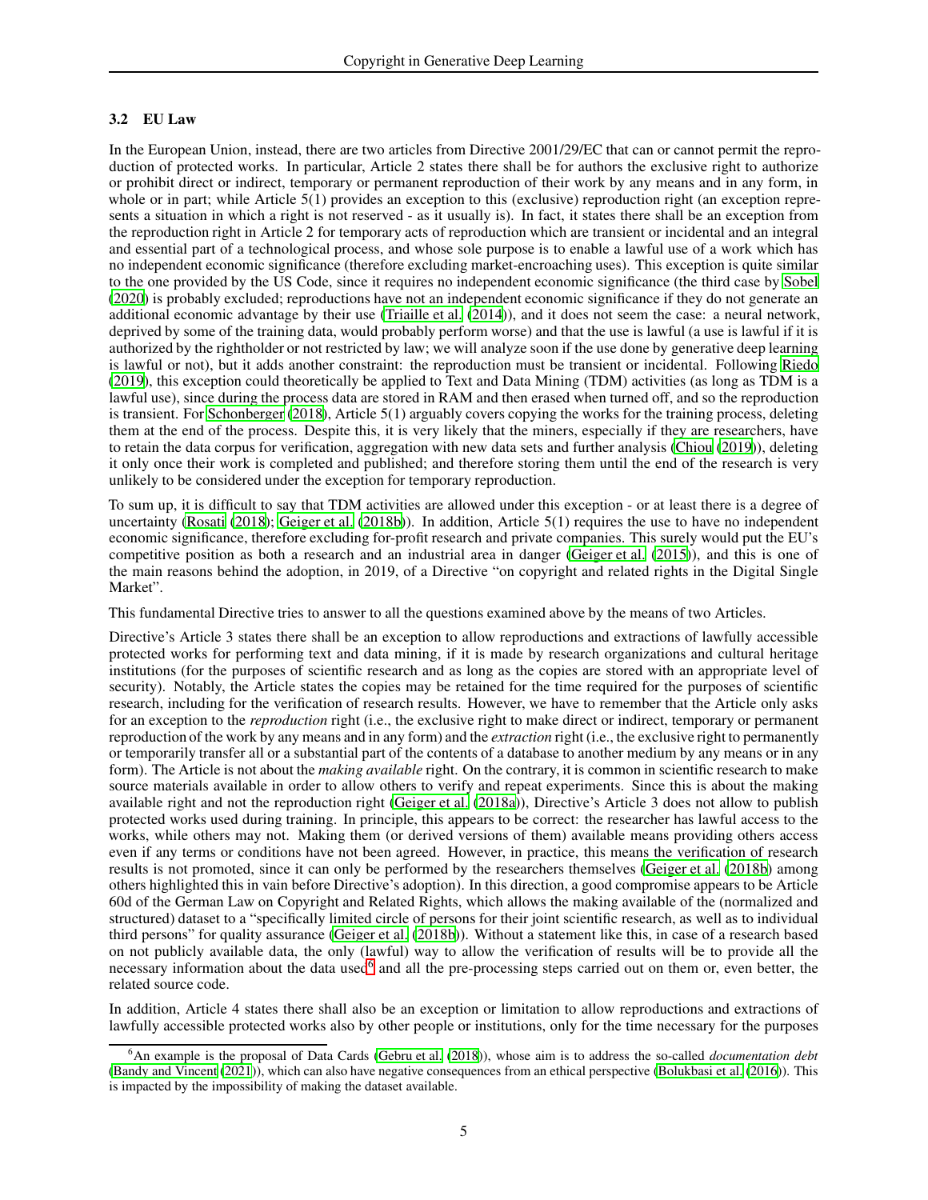### 3.2 EU Law

In the European Union, instead, there are two articles from Directive 2001/29/EC that can or cannot permit the reproduction of protected works. In particular, Article 2 states there shall be for authors the exclusive right to authorize or prohibit direct or indirect, temporary or permanent reproduction of their work by any means and in any form, in whole or in part; while Article 5(1) provides an exception to this (exclusive) reproduction right (an exception represents a situation in which a right is not reserved - as it usually is). In fact, it states there shall be an exception from the reproduction right in Article 2 for temporary acts of reproduction which are transient or incidental and an integral and essential part of a technological process, and whose sole purpose is to enable a lawful use of a work which has no independent economic significance (therefore excluding market-encroaching uses). This exception is quite similar to the one provided by the US Code, since it requires no independent economic significance (the third case by Sobel (2020) is probably excluded; reproductions have not an independent economic significance if they do not generate an additional economic advantage by their use (Triaille et al. (2014)), and it does not seem the case: a neural network, deprived by some of the training data, would probably perform worse) and that the use is lawful (a use is lawful if it is authorized by the rightholder or not restricted by law; we will analyze soon if the use done by generative deep learning is lawful or not), but it adds another constraint: the reproduction must be transient or incidental. Following Riedo (2019), this exception could theoretically be applied to Text and Data Mining (TDM) activities (as long as TDM is a lawful use), since during the process data are stored in RAM and then erased when turned off, and so the reproduction is transient. For Schonberger (2018), Article 5(1) arguably covers copying the works for the training process, deleting them at the end of the process. Despite this, it is very likely that the miners, especially if they are researchers, have to retain the data corpus for verification, aggregation with new data sets and further analysis (Chiou (2019)), deleting it only once their work is completed and published; and therefore storing them until the end of the research is very unlikely to be considered under the exception for temporary reproduction.

To sum up, it is difficult to say that TDM activities are allowed under this exception - or at least there is a degree of uncertainty (Rosati (2018); Geiger et al. (2018b)). In addition, Article 5(1) requires the use to have no independent economic significance, therefore excluding for-profit research and private companies. This surely would put the EU's competitive position as both a research and an industrial area in danger (Geiger et al. (2015)), and this is one of the main reasons behind the adoption, in 2019, of a Directive "on copyright and related rights in the Digital Single Market".

This fundamental Directive tries to answer to all the questions examined above by the means of two Articles.

Directive's Article 3 states there shall be an exception to allow reproductions and extractions of lawfully accessible protected works for performing text and data mining, if it is made by research organizations and cultural heritage institutions (for the purposes of scientific research and as long as the copies are stored with an appropriate level of security). Notably, the Article states the copies may be retained for the time required for the purposes of scientific research, including for the verification of research results. However, we have to remember that the Article only asks for an exception to the *reproduction* right (i.e., the exclusive right to make direct or indirect, temporary or permanent reproduction of the work by any means and in any form) and the *extraction* right (i.e., the exclusive right to permanently or temporarily transfer all or a substantial part of the contents of a database to another medium by any means or in any form). The Article is not about the *making available* right. On the contrary, it is common in scientific research to make source materials available in order to allow others to verify and repeat experiments. Since this is about the making available right and not the reproduction right (Geiger et al. (2018a)), Directive's Article 3 does not allow to publish protected works used during training. In principle, this appears to be correct: the researcher has lawful access to the works, while others may not. Making them (or derived versions of them) available means providing others access even if any terms or conditions have not been agreed. However, in practice, this means the verification of research results is not promoted, since it can only be performed by the researchers themselves (Geiger et al. (2018b) among others highlighted this in vain before Directive's adoption). In this direction, a good compromise appears to be Article 60d of the German Law on Copyright and Related Rights, which allows the making available of the (normalized and structured) dataset to a "specifically limited circle of persons for their joint scientific research, as well as to individual third persons" for quality assurance (Geiger et al. (2018b)). Without a statement like this, in case of a research based on not publicly available data, the only (lawful) way to allow the verification of results will be to provide all the necessary information about the data used[6] and all the pre-processing steps carried out on them or, even better, the related source code.

In addition, Article 4 states there shall also be an exception or limitation to allow reproductions and extractions of lawfully accessible protected works also by other people or institutions, only for the time necessary for the purposes

[6] An example is the proposal of Data Cards (Gebru et al. (2018)), whose aim is to address the so-called *documentation debt* (Bandy and Vincent (2021)), which can also have negative consequences from an ethical perspective (Bolukbasi et al. (2016)). This is impacted by the impossibility of making the dataset available.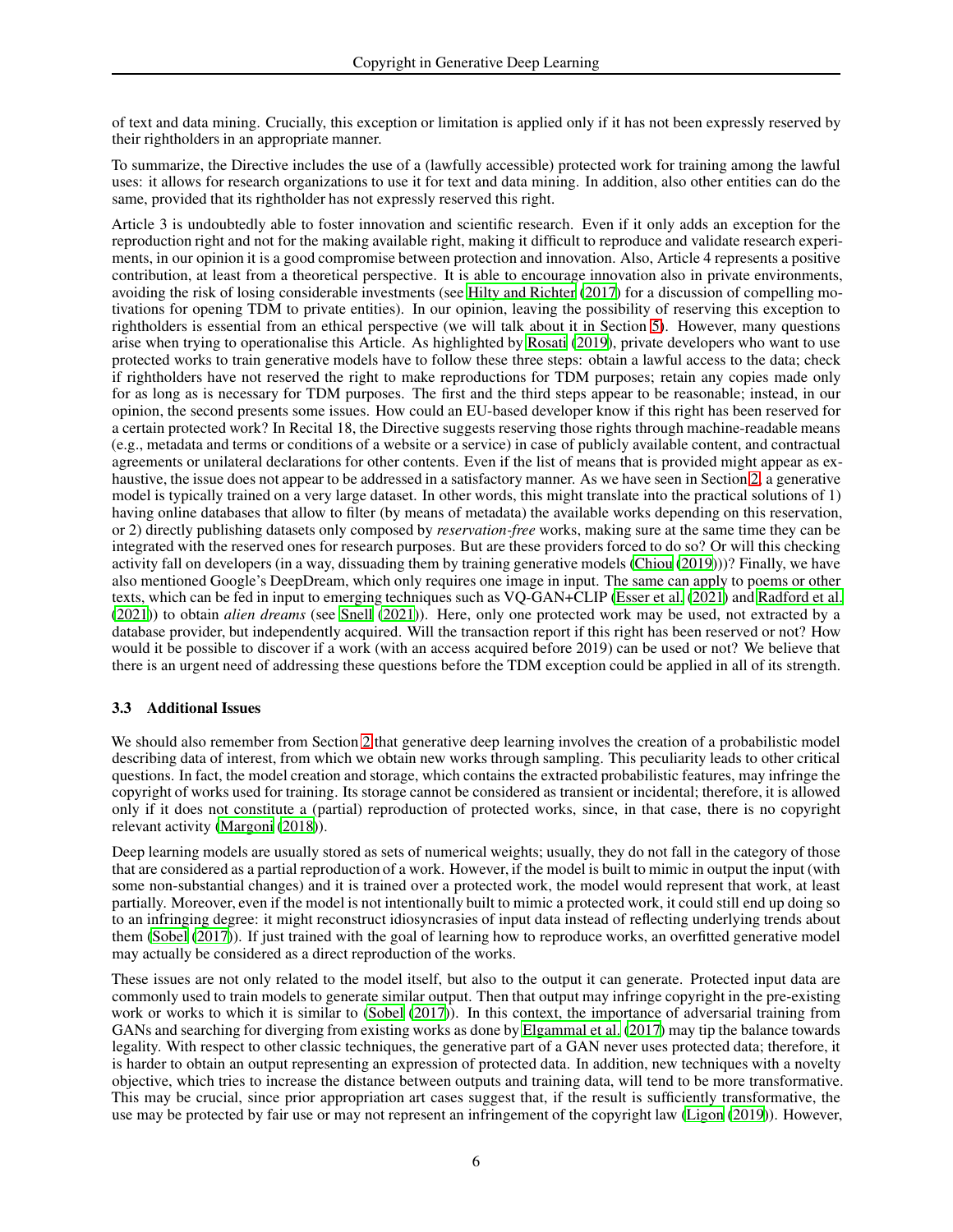of text and data mining. Crucially, this exception or limitation is applied only if it has not been expressly reserved by their rightholders in an appropriate manner.

To summarize, the Directive includes the use of a (lawfully accessible) protected work for training among the lawful uses: it allows for research organizations to use it for text and data mining. In addition, also other entities can do the same, provided that its rightholder has not expressly reserved this right.

Article 3 is undoubtedly able to foster innovation and scientific research. Even if it only adds an exception for the reproduction right and not for the making available right, making it difficult to reproduce and validate research experiments, in our opinion it is a good compromise between protection and innovation. Also, Article 4 represents a positive contribution, at least from a theoretical perspective. It is able to encourage innovation also in private environments, avoiding the risk of losing considerable investments (see Hilty and Richter (2017) for a discussion of compelling motivations for opening TDM to private entities). In our opinion, leaving the possibility of reserving this exception to rightholders is essential from an ethical perspective (we will talk about it in Section 5). However, many questions arise when trying to operationalise this Article. As highlighted by Rosati (2019), private developers who want to use protected works to train generative models have to follow these three steps: obtain a lawful access to the data; check if rightholders have not reserved the right to make reproductions for TDM purposes; retain any copies made only for as long as is necessary for TDM purposes. The first and the third steps appear to be reasonable; instead, in our opinion, the second presents some issues. How could an EU-based developer know if this right has been reserved for a certain protected work? In Recital 18, the Directive suggests reserving those rights through machine-readable means (e.g., metadata and terms or conditions of a website or a service) in case of publicly available content, and contractual agreements or unilateral declarations for other contents. Even if the list of means that is provided might appear as exhaustive, the issue does not appear to be addressed in a satisfactory manner. As we have seen in Section 2, a generative model is typically trained on a very large dataset. In other words, this might translate into the practical solutions of 1) having online databases that allow to filter (by means of metadata) the available works depending on this reservation, or 2) directly publishing datasets only composed by *reservation-free* works, making sure at the same time they can be integrated with the reserved ones for research purposes. But are these providers forced to do so? Or will this checking activity fall on developers (in a way, dissuading them by training generative models (Chiou (2019)))? Finally, we have also mentioned Google's DeepDream, which only requires one image in input. The same can apply to poems or other texts, which can be fed in input to emerging techniques such as VQ-GAN+CLIP (Esser et al. (2021) and Radford et al. (2021)) to obtain *alien dreams* (see Snell (2021)). Here, only one protected work may be used, not extracted by a database provider, but independently acquired. Will the transaction report if this right has been reserved or not? How would it be possible to discover if a work (with an access acquired before 2019) can be used or not? We believe that there is an urgent need of addressing these questions before the TDM exception could be applied in all of its strength.

### 3.3 Additional Issues

We should also remember from Section 2 that generative deep learning involves the creation of a probabilistic model describing data of interest, from which we obtain new works through sampling. This peculiarity leads to other critical questions. In fact, the model creation and storage, which contains the extracted probabilistic features, may infringe the copyright of works used for training. Its storage cannot be considered as transient or incidental; therefore, it is allowed only if it does not constitute a (partial) reproduction of protected works, since, in that case, there is no copyright relevant activity (Margoni (2018)).

Deep learning models are usually stored as sets of numerical weights; usually, they do not fall in the category of those that are considered as a partial reproduction of a work. However, if the model is built to mimic in output the input (with some non-substantial changes) and it is trained over a protected work, the model would represent that work, at least partially. Moreover, even if the model is not intentionally built to mimic a protected work, it could still end up doing so to an infringing degree: it might reconstruct idiosyncrasies of input data instead of reflecting underlying trends about them (Sobel (2017)). If just trained with the goal of learning how to reproduce works, an overfitted generative model may actually be considered as a direct reproduction of the works.

These issues are not only related to the model itself, but also to the output it can generate. Protected input data are commonly used to train models to generate similar output. Then that output may infringe copyright in the pre-existing work or works to which it is similar to (Sobel (2017)). In this context, the importance of adversarial training from GANs and searching for diverging from existing works as done by Elgammal et al. (2017) may tip the balance towards legality. With respect to other classic techniques, the generative part of a GAN never uses protected data; therefore, it is harder to obtain an output representing an expression of protected data. In addition, new techniques with a novelty objective, which tries to increase the distance between outputs and training data, will tend to be more transformative. This may be crucial, since prior appropriation art cases suggest that, if the result is sufficiently transformative, the use may be protected by fair use or may not represent an infringement of the copyright law (Ligon (2019)). However,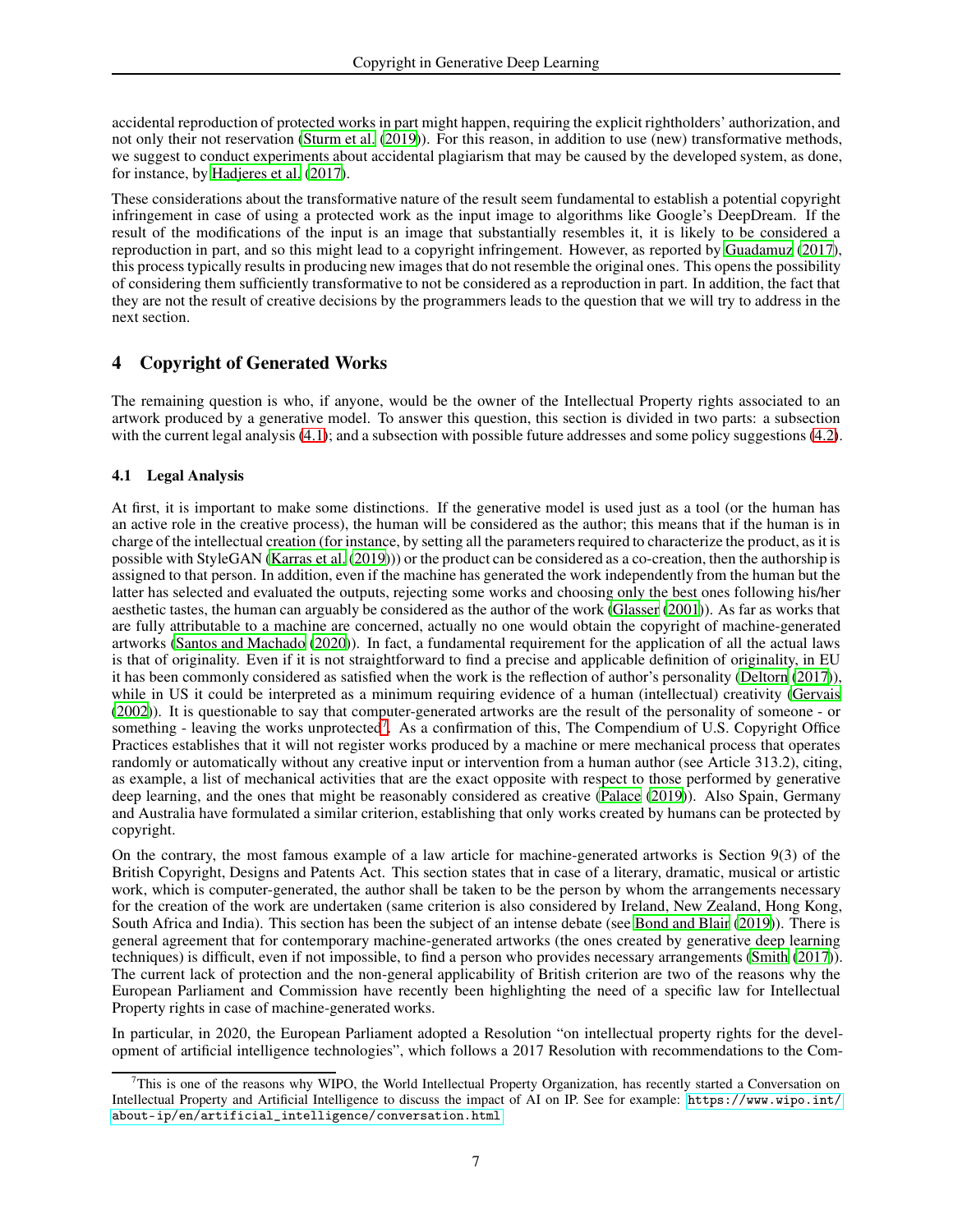accidental reproduction of protected works in part might happen, requiring the explicit rightholders' authorization, and not only their not reservation (Sturm et al. (2019)). For this reason, in addition to use (new) transformative methods, we suggest to conduct experiments about accidental plagiarism that may be caused by the developed system, as done, for instance, by Hadjeres et al. (2017).

These considerations about the transformative nature of the result seem fundamental to establish a potential copyright infringement in case of using a protected work as the input image to algorithms like Google's DeepDream. If the result of the modifications of the input is an image that substantially resembles it, it is likely to be considered a reproduction in part, and so this might lead to a copyright infringement. However, as reported by Guadamuz (2017), this process typically results in producing new images that do not resemble the original ones. This opens the possibility of considering them sufficiently transformative to not be considered as a reproduction in part. In addition, the fact that they are not the result of creative decisions by the programmers leads to the question that we will try to address in the next section.

## 4 Copyright of Generated Works

The remaining question is who, if anyone, would be the owner of the Intellectual Property rights associated to an artwork produced by a generative model. To answer this question, this section is divided in two parts: a subsection with the current legal analysis (4.1); and a subsection with possible future addresses and some policy suggestions (4.2).

### 4.1 Legal Analysis

At first, it is important to make some distinctions. If the generative model is used just as a tool (or the human has an active role in the creative process), the human will be considered as the author; this means that if the human is in charge of the intellectual creation (for instance, by setting all the parameters required to characterize the product, as it is possible with StyleGAN (Karras et al. (2019))) or the product can be considered as a co-creation, then the authorship is assigned to that person. In addition, even if the machine has generated the work independently from the human but the latter has selected and evaluated the outputs, rejecting some works and choosing only the best ones following his/her aesthetic tastes, the human can arguably be considered as the author of the work (Glasser (2001)). As far as works that are fully attributable to a machine are concerned, actually no one would obtain the copyright of machine-generated artworks (Santos and Machado (2020)). In fact, a fundamental requirement for the application of all the actual laws is that of originality. Even if it is not straightforward to find a precise and applicable definition of originality, in EU it has been commonly considered as satisfied when the work is the reflection of author's personality (Deltorn (2017)), while in US it could be interpreted as a minimum requiring evidence of a human (intellectual) creativity (Gervais (2002)). It is questionable to say that computer-generated artworks are the result of the personality of someone - or something - leaving the works unprotected[7]. As a confirmation of this, The Compendium of U.S. Copyright Office Practices establishes that it will not register works produced by a machine or mere mechanical process that operates randomly or automatically without any creative input or intervention from a human author (see Article 313.2), citing, as example, a list of mechanical activities that are the exact opposite with respect to those performed by generative deep learning, and the ones that might be reasonably considered as creative (Palace (2019)). Also Spain, Germany and Australia have formulated a similar criterion, establishing that only works created by humans can be protected by copyright.

On the contrary, the most famous example of a law article for machine-generated artworks is Section 9(3) of the British Copyright, Designs and Patents Act. This section states that in case of a literary, dramatic, musical or artistic work, which is computer-generated, the author shall be taken to be the person by whom the arrangements necessary for the creation of the work are undertaken (same criterion is also considered by Ireland, New Zealand, Hong Kong, South Africa and India). This section has been the subject of an intense debate (see Bond and Blair (2019)). There is general agreement that for contemporary machine-generated artworks (the ones created by generative deep learning techniques) is difficult, even if not impossible, to find a person who provides necessary arrangements (Smith (2017)). The current lack of protection and the non-general applicability of British criterion are two of the reasons why the European Parliament and Commission have recently been highlighting the need of a specific law for Intellectual Property rights in case of machine-generated works.

In particular, in 2020, the European Parliament adopted a Resolution "on intellectual property rights for the development of artificial intelligence technologies", which follows a 2017 Resolution with recommendations to the Com-

[7] This is one of the reasons why WIPO, the World Intellectual Property Organization, has recently started a Conversation on Intellectual Property and Artificial Intelligence to discuss the impact of AI on IP. See for example: https://www.wipo.int/about-ip/en/artificial_intelligence/conversation.html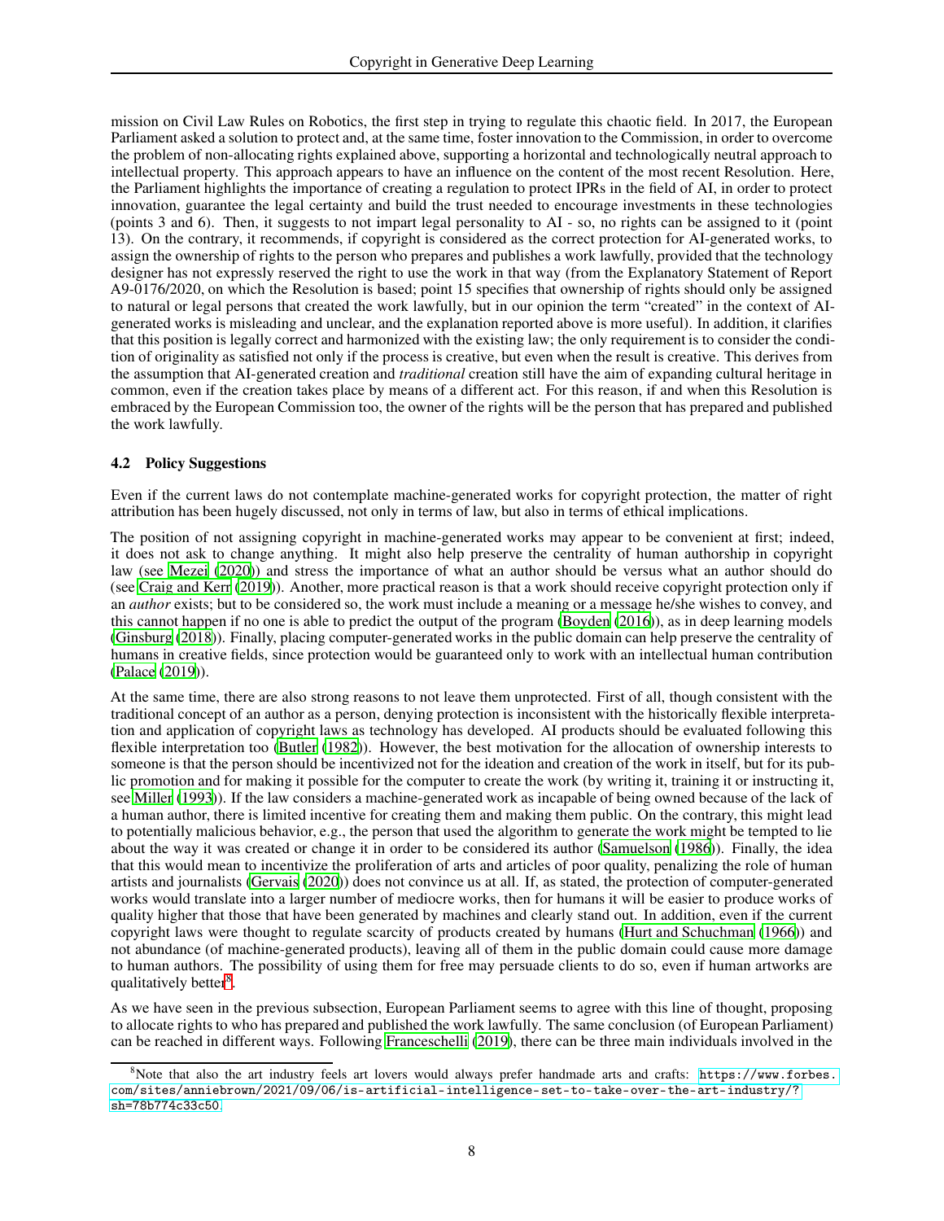mission on Civil Law Rules on Robotics, the first step in trying to regulate this chaotic field. In 2017, the European Parliament asked a solution to protect and, at the same time, foster innovation to the Commission, in order to overcome the problem of non-allocating rights explained above, supporting a horizontal and technologically neutral approach to intellectual property. This approach appears to have an influence on the content of the most recent Resolution. Here, the Parliament highlights the importance of creating a regulation to protect IPRs in the field of AI, in order to protect innovation, guarantee the legal certainty and build the trust needed to encourage investments in these technologies (points 3 and 6). Then, it suggests to not impart legal personality to AI - so, no rights can be assigned to it (point 13). On the contrary, it recommends, if copyright is considered as the correct protection for AI-generated works, to assign the ownership of rights to the person who prepares and publishes a work lawfully, provided that the technology designer has not expressly reserved the right to use the work in that way (from the Explanatory Statement of Report A9-0176/2020, on which the Resolution is based; point 15 specifies that ownership of rights should only be assigned to natural or legal persons that created the work lawfully, but in our opinion the term "created" in the context of AI-generated works is misleading and unclear, and the explanation reported above is more useful). In addition, it clarifies that this position is legally correct and harmonized with the existing law; the only requirement is to consider the condition of originality as satisfied not only if the process is creative, but even when the result is creative. This derives from the assumption that AI-generated creation and *traditional* creation still have the aim of expanding cultural heritage in common, even if the creation takes place by means of a different act. For this reason, if and when this Resolution is embraced by the European Commission too, the owner of the rights will be the person that has prepared and published the work lawfully.

### 4.2 Policy Suggestions

Even if the current laws do not contemplate machine-generated works for copyright protection, the matter of right attribution has been hugely discussed, not only in terms of law, but also in terms of ethical implications.

The position of not assigning copyright in machine-generated works may appear to be convenient at first; indeed, it does not ask to change anything. It might also help preserve the centrality of human authorship in copyright law (see Mezei (2020)) and stress the importance of what an author should be versus what an author should do (see Craig and Kerr (2019)). Another, more practical reason is that a work should receive copyright protection only if an *author* exists; but to be considered so, the work must include a meaning or a message he/she wishes to convey, and this cannot happen if no one is able to predict the output of the program (Boyden (2016)), as in deep learning models (Ginsburg (2018)). Finally, placing computer-generated works in the public domain can help preserve the centrality of humans in creative fields, since protection would be guaranteed only to work with an intellectual human contribution (Palace (2019)).

At the same time, there are also strong reasons to not leave them unprotected. First of all, though consistent with the traditional concept of an author as a person, denying protection is inconsistent with the historically flexible interpretation and application of copyright laws as technology has developed. AI products should be evaluated following this flexible interpretation too (Butler (1982)). However, the best motivation for the allocation of ownership interests to someone is that the person should be incentivized not for the ideation and creation of the work in itself, but for its public promotion and for making it possible for the computer to create the work (by writing it, training it or instructing it, see Miller (1993)). If the law considers a machine-generated work as incapable of being owned because of the lack of a human author, there is limited incentive for creating them and making them public. On the contrary, this might lead to potentially malicious behavior, e.g., the person that used the algorithm to generate the work might be tempted to lie about the way it was created or change it in order to be considered its author (Samuelson (1986)). Finally, the idea that this would mean to incentivize the proliferation of arts and articles of poor quality, penalizing the role of human artists and journalists (Gervais (2020)) does not convince us at all. If, as stated, the protection of computer-generated works would translate into a larger number of mediocre works, then for humans it will be easier to produce works of quality higher that those that have been generated by machines and clearly stand out. In addition, even if the current copyright laws were thought to regulate scarcity of products created by humans (Hurt and Schuchman (1966)) and not abundance (of machine-generated products), leaving all of them in the public domain could cause more damage to human authors. The possibility of using them for free may persuade clients to do so, even if human artworks are qualitatively better[8].

As we have seen in the previous subsection, European Parliament seems to agree with this line of thought, proposing to allocate rights to who has prepared and published the work lawfully. The same conclusion (of European Parliament) can be reached in different ways. Following Franceschelli (2019), there can be three main individuals involved in the

[8] Note that also the art industry feels art lovers would always prefer handmade arts and crafts: https://www.forbes.com/sites/anniebrown/2021/09/06/is-artificial-intelligence-set-to-take-over-the-art-industry/?sh=78b774c33c50.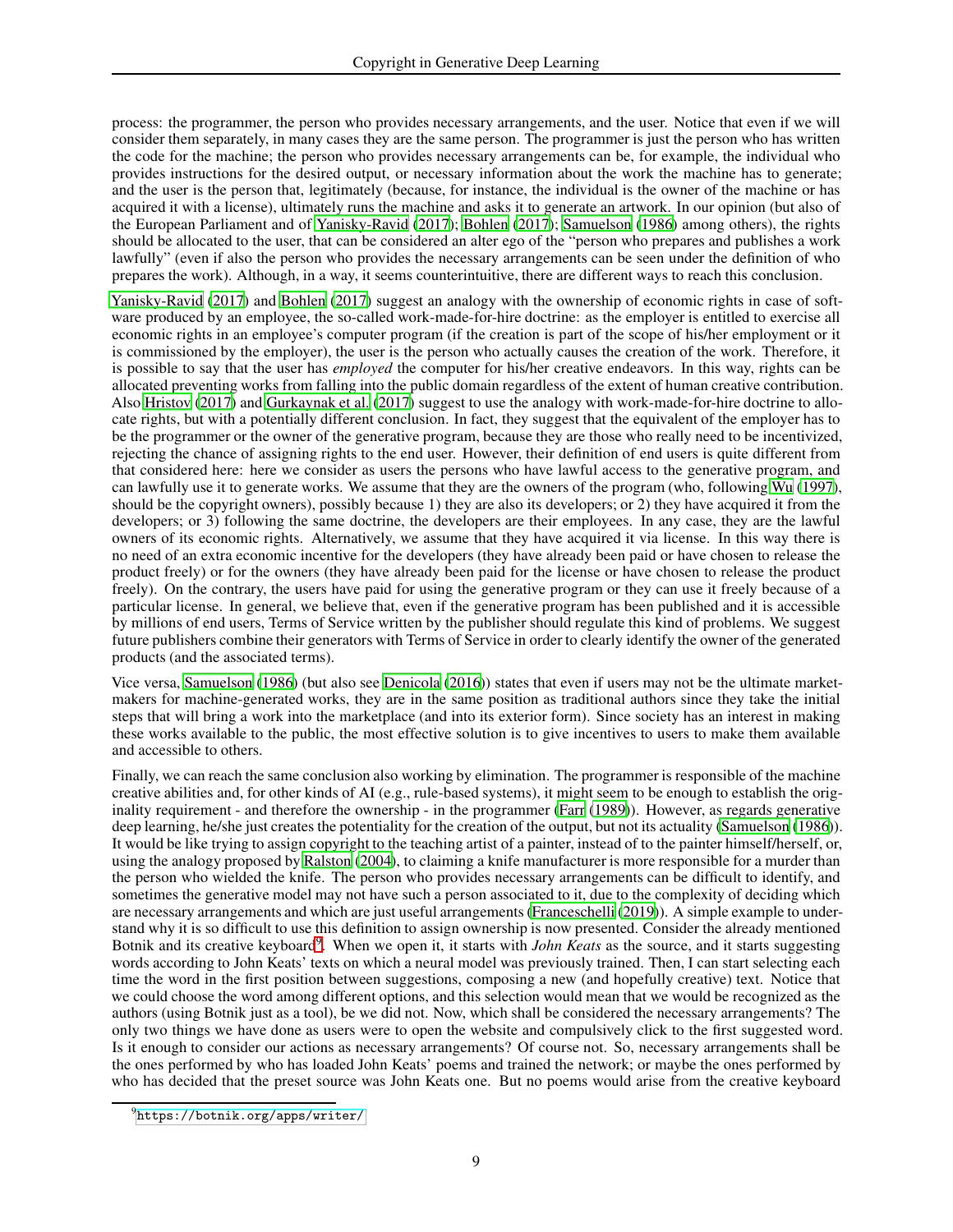process: the programmer, the person who provides necessary arrangements, and the user. Notice that even if we will consider them separately, in many cases they are the same person. The programmer is just the person who has written the code for the machine; the person who provides necessary arrangements can be, for example, the individual who provides instructions for the desired output, or necessary information about the work the machine has to generate; and the user is the person that, legitimately (because, for instance, the individual is the owner of the machine or has acquired it with a license), ultimately runs the machine and asks it to generate an artwork. In our opinion (but also of the European Parliament and of Yanisky-Ravid (2017); Bohlen (2017); Samuelson (1986) among others), the rights should be allocated to the user, that can be considered an alter ego of the "person who prepares and publishes a work lawfully" (even if also the person who provides the necessary arrangements can be seen under the definition of who prepares the work). Although, in a way, it seems counterintuitive, there are different ways to reach this conclusion.

Yanisky-Ravid (2017) and Bohlen (2017) suggest an analogy with the ownership of economic rights in case of software produced by an employee, the so-called work-made-for-hire doctrine: as the employer is entitled to exercise all economic rights in an employee's computer program (if the creation is part of the scope of his/her employment or it is commissioned by the employer), the user is the person who actually causes the creation of the work. Therefore, it is possible to say that the user has *employed* the computer for his/her creative endeavors. In this way, rights can be allocated preventing works from falling into the public domain regardless of the extent of human creative contribution. Also Hristov (2017) and Gurkaynak et al. (2017) suggest to use the analogy with work-made-for-hire doctrine to allocate rights, but with a potentially different conclusion. In fact, they suggest that the equivalent of the employer has to be the programmer or the owner of the generative program, because they are those who really need to be incentivized, rejecting the chance of assigning rights to the end user. However, their definition of end users is quite different from that considered here: here we consider as users the persons who have lawful access to the generative program, and can lawfully use it to generate works. We assume that they are the owners of the program (who, following Wu (1997), should be the copyright owners), possibly because 1) they are also its developers; or 2) they have acquired it from the developers; or 3) following the same doctrine, the developers are their employees. In any case, they are the lawful owners of its economic rights. Alternatively, we assume that they have acquired it via license. In this way there is no need of an extra economic incentive for the developers (they have already been paid or have chosen to release the product freely) or for the owners (they have already been paid for the license or have chosen to release the product freely). On the contrary, the users have paid for using the generative program or they can use it freely because of a particular license. In general, we believe that, even if the generative program has been published and it is accessible by millions of end users, Terms of Service written by the publisher should regulate this kind of problems. We suggest future publishers combine their generators with Terms of Service in order to clearly identify the owner of the generated products (and the associated terms).

Vice versa, Samuelson (1986) (but also see Denicola (2016)) states that even if users may not be the ultimate market-makers for machine-generated works, they are in the same position as traditional authors since they take the initial steps that will bring a work into the marketplace (and into its exterior form). Since society has an interest in making these works available to the public, the most effective solution is to give incentives to users to make them available and accessible to others.

Finally, we can reach the same conclusion also working by elimination. The programmer is responsible of the machine creative abilities and, for other kinds of AI (e.g., rule-based systems), it might seem to be enough to establish the originality requirement - and therefore the ownership - in the programmer (Farr (1989)). However, as regards generative deep learning, he/she just creates the potentiality for the creation of the output, but not its actuality (Samuelson (1986)). It would be like trying to assign copyright to the teaching artist of a painter, instead of to the painter himself/herself, or, using the analogy proposed by Ralston (2004), to claiming a knife manufacturer is more responsible for a murder than the person who wielded the knife. The person who provides necessary arrangements can be difficult to identify, and sometimes the generative model may not have such a person associated to it, due to the complexity of deciding which are necessary arrangements and which are just useful arrangements (Franceschelli (2019)). A simple example to understand why it is so difficult to use this definition to assign ownership is now presented. Consider the already mentioned Botnik and its creative keyboard[9]. When we open it, it starts with *John Keats* as the source, and it starts suggesting words according to John Keats' texts on which a neural model was previously trained. Then, I can start selecting each time the word in the first position between suggestions, composing a new (and hopefully creative) text. Notice that we could choose the word among different options, and this selection would mean that we would be recognized as the authors (using Botnik just as a tool), be we did not. Now, which shall be considered the necessary arrangements? The only two things we have done as users were to open the website and compulsively click to the first suggested word. Is it enough to consider our actions as necessary arrangements? Of course not. So, necessary arrangements shall be the ones performed by who has loaded John Keats' poems and trained the network; or maybe the ones performed by who has decided that the preset source was John Keats one. But no poems would arise from the creative keyboard

[9] https://botnik.org/apps/writer/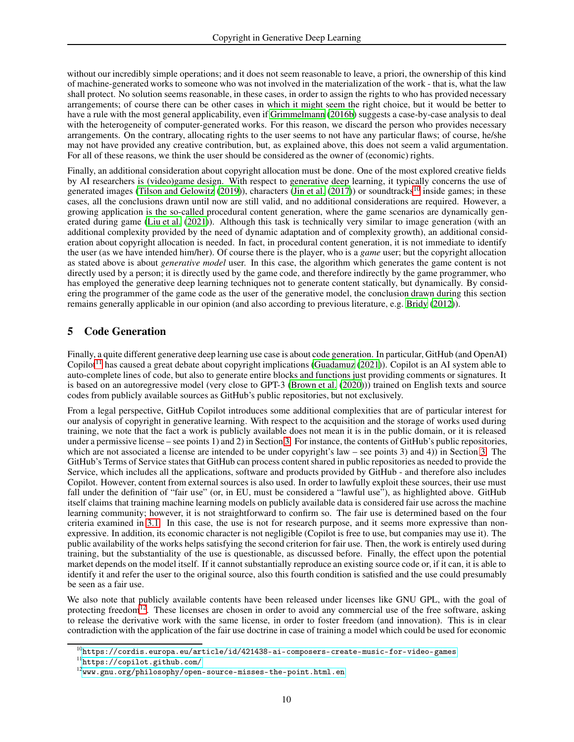without our incredibly simple operations; and it does not seem reasonable to leave, a priori, the ownership of this kind of machine-generated works to someone who was not involved in the materialization of the work - that is, what the law shall protect. No solution seems reasonable, in these cases, in order to assign the rights to who has provided necessary arrangements; of course there can be other cases in which it might seem the right choice, but it would be better to have a rule with the most general applicability, even if Grimmelmann (2016b) suggests a case-by-case analysis to deal with the heterogeneity of computer-generated works. For this reason, we discard the person who provides necessary arrangements. On the contrary, allocating rights to the user seems to not have any particular flaws; of course, he/she may not have provided any creative contribution, but, as explained above, this does not seem a valid argumentation. For all of these reasons, we think the user should be considered as the owner of (economic) rights.

Finally, an additional consideration about copyright allocation must be done. One of the most explored creative fields by AI researchers is (video)game design. With respect to generative deep learning, it typically concerns the use of generated images (Tilson and Gelowitz (2019)), characters (Jin et al. (2017)) or soundtracks[10] inside games; in these cases, all the conclusions drawn until now are still valid, and no additional considerations are required. However, a growing application is the so-called procedural content generation, where the game scenarios are dynamically generated during game (Liu et al. (2021)). Although this task is technically very similar to image generation (with an additional complexity provided by the need of dynamic adaptation and of complexity growth), an additional consideration about copyright allocation is needed. In fact, in procedural content generation, it is not immediate to identify the user (as we have intended him/her). Of course there is the player, who is a *game* user; but the copyright allocation as stated above is about *generative model* user. In this case, the algorithm which generates the game content is not directly used by a person; it is directly used by the game code, and therefore indirectly by the game programmer, who has employed the generative deep learning techniques not to generate content statically, but dynamically. By considering the programmer of the game code as the user of the generative model, the conclusion drawn during this section remains generally applicable in our opinion (and also according to previous literature, e.g. Bridy (2012)).

## 5 Code Generation

Finally, a quite different generative deep learning use case is about code generation. In particular, GitHub (and OpenAI) Copilot[11] has caused a great debate about copyright implications (Guadamuz (2021)). Copilot is an AI system able to auto-complete lines of code, but also to generate entire blocks and functions just providing comments or signatures. It is based on an autoregressive model (very close to GPT-3 (Brown et al. (2020))) trained on English texts and source codes from publicly available sources as GitHub's public repositories, but not exclusively.

From a legal perspective, GitHub Copilot introduces some additional complexities that are of particular interest for our analysis of copyright in generative learning. With respect to the acquisition and the storage of works used during training, we note that the fact a work is publicly available does not mean it is in the public domain, or it is released under a permissive license – see points 1) and 2) in Section 3. For instance, the contents of GitHub's public repositories, which are not associated a license are intended to be under copyright's law – see points 3) and 4)) in Section 3. The GitHub's Terms of Service states that GitHub can process content shared in public repositories as needed to provide the Service, which includes all the applications, software and products provided by GitHub - and therefore also includes Copilot. However, content from external sources is also used. In order to lawfully exploit these sources, their use must fall under the definition of "fair use" (or, in EU, must be considered a "lawful use"), as highlighted above. GitHub itself claims that training machine learning models on publicly available data is considered fair use across the machine learning community; however, it is not straightforward to confirm so. The fair use is determined based on the four criteria examined in 3.1. In this case, the use is not for research purpose, and it seems more expressive than non-expressive. In addition, its economic character is not negligible (Copilot is free to use, but companies may use it). The public availability of the works helps satisfying the second criterion for fair use. Then, the work is entirely used during training, but the substantiality of the use is questionable, as discussed before. Finally, the effect upon the potential market depends on the model itself. If it cannot substantially reproduce an existing source code or, if it can, it is able to identify it and refer the user to the original source, also this fourth condition is satisfied and the use could presumably be seen as a fair use.

We also note that publicly available contents have been released under licenses like GNU GPL, with the goal of protecting freedom[12]. These licenses are chosen in order to avoid any commercial use of the free software, asking to release the derivative work with the same license, in order to foster freedom (and innovation). This is in clear contradiction with the application of the fair use doctrine in case of training a model which could be used for economic

[10] https://cordis.europa.eu/article/id/421438-ai-composers-create-music-for-video-games

[11] https://copilot.github.com/

[12] www.gnu.org/philosophy/open-source-misses-the-point.html.en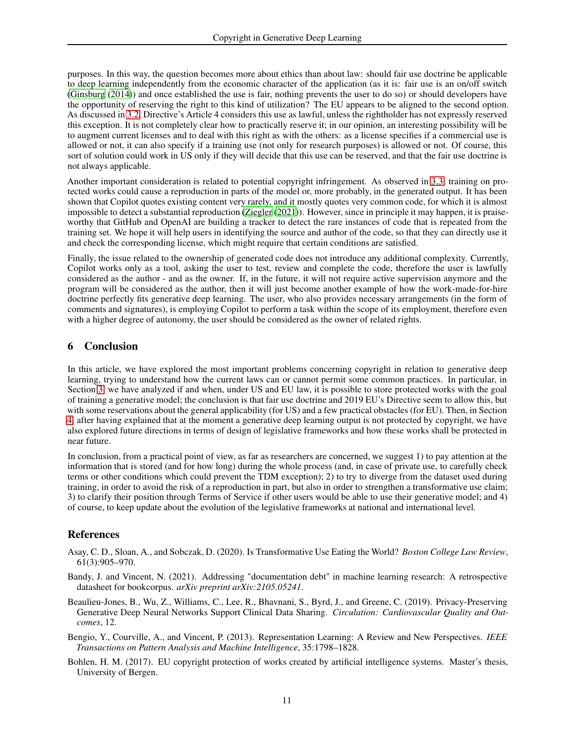purposes. In this way, the question becomes more about ethics than about law: should fair use doctrine be applicable to deep learning independently from the economic character of the application (as it is: fair use is an on/off switch (Ginsburg (2014)) and once established the use is fair, nothing prevents the user to do so) or should developers have the opportunity of reserving the right to this kind of utilization? The EU appears to be aligned to the second option. As discussed in 3.2, Directive's Article 4 considers this use as lawful, unless the rightholder has not expressly reserved this exception. It is not completely clear how to practically reserve it; in our opinion, an interesting possibility will be to augment current licenses and to deal with this right as with the others: as a license specifies if a commercial use is allowed or not, it can also specify if a training use (not only for research purposes) is allowed or not. Of course, this sort of solution could work in US only if they will decide that this use can be reserved, and that the fair use doctrine is not always applicable.

Another important consideration is related to potential copyright infringement. As observed in 3.3, training on protected works could cause a reproduction in parts of the model or, more probably, in the generated output. It has been shown that Copilot quotes existing content very rarely, and it mostly quotes very common code, for which it is almost impossible to detect a substantial reproduction (Ziegler (2021)). However, since in principle it may happen, it is praiseworthy that GitHub and OpenAI are building a tracker to detect the rare instances of code that is repeated from the training set. We hope it will help users in identifying the source and author of the code, so that they can directly use it and check the corresponding license, which might require that certain conditions are satisfied.

Finally, the issue related to the ownership of generated code does not introduce any additional complexity. Currently, Copilot works only as a tool, asking the user to test, review and complete the code, therefore the user is lawfully considered as the author - and as the owner. If, in the future, it will not require active supervision anymore and the program will be considered as the author, then it will just become another example of how the work-made-for-hire doctrine perfectly fits generative deep learning. The user, who also provides necessary arrangements (in the form of comments and signatures), is employing Copilot to perform a task within the scope of its employment, therefore even with a higher degree of autonomy, the user should be considered as the owner of related rights.

## 6 Conclusion

In this article, we have explored the most important problems concerning copyright in relation to generative deep learning, trying to understand how the current laws can or cannot permit some common practices. In particular, in Section 3, we have analyzed if and when, under US and EU law, it is possible to store protected works with the goal of training a generative model; the conclusion is that fair use doctrine and 2019 EU's Directive seem to allow this, but with some reservations about the general applicability (for US) and a few practical obstacles (for EU). Then, in Section 4, after having explained that at the moment a generative deep learning output is not protected by copyright, we have also explored future directions in terms of design of legislative frameworks and how these works shall be protected in near future.

In conclusion, from a practical point of view, as far as researchers are concerned, we suggest 1) to pay attention at the information that is stored (and for how long) during the whole process (and, in case of private use, to carefully check terms or other conditions which could prevent the TDM exception); 2) to try to diverge from the dataset used during training, in order to avoid the risk of a reproduction in part, but also in order to strengthen a transformative use claim; 3) to clarify their position through Terms of Service if other users would be able to use their generative model; and 4) of course, to keep update about the evolution of the legislative frameworks at national and international level.

## References

Asay, C. D., Sloan, A., and Sobczak, D. (2020). Is Transformative Use Eating the World? *Boston College Law Review*, 61(3):905–970.

Bandy, J. and Vincent, N. (2021). Addressing "documentation debt" in machine learning research: A retrospective datasheet for bookcorpus. *arXiv preprint arXiv:2105.05241*.

Beaulieu-Jones, B., Wu, Z., Williams, C., Lee, R., Bhavnani, S., Byrd, J., and Greene, C. (2019). Privacy-Preserving Generative Deep Neural Networks Support Clinical Data Sharing. *Circulation: Cardiovascular Quality and Outcomes*, 12.

Bengio, Y., Courville, A., and Vincent, P. (2013). Representation Learning: A Review and New Perspectives. *IEEE Transactions on Pattern Analysis and Machine Intelligence*, 35:1798–1828.

Bohlen, H. M. (2017). EU copyright protection of works created by artificial intelligence systems. Master's thesis, University of Bergen.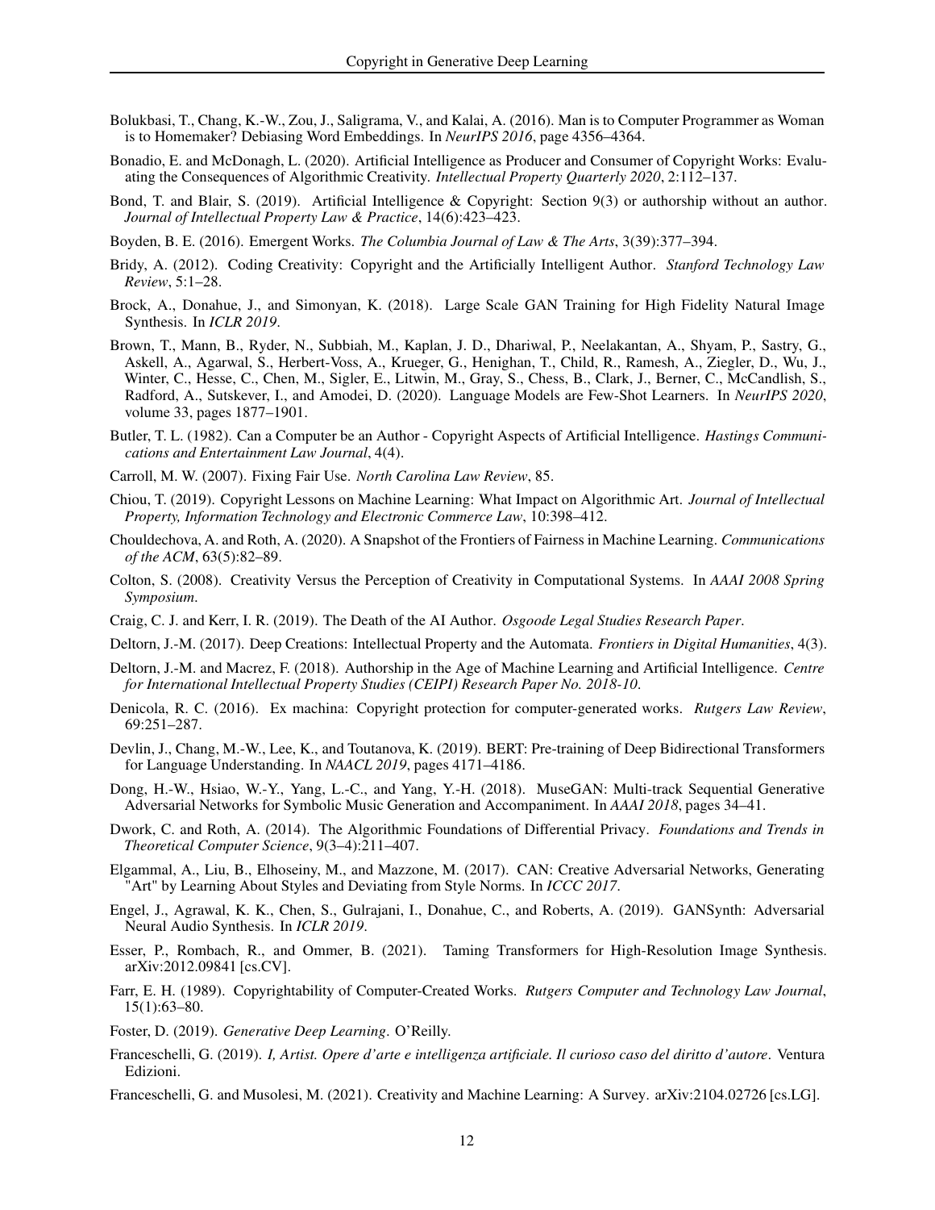Bolukbasi, T., Chang, K.-W., Zou, J., Saligrama, V., and Kalai, A. (2016). Man is to Computer Programmer as Woman is to Homemaker? Debiasing Word Embeddings. In *NeurIPS 2016*, page 4356–4364.

Bonadio, E. and McDonagh, L. (2020). Artificial Intelligence as Producer and Consumer of Copyright Works: Evaluating the Consequences of Algorithmic Creativity. *Intellectual Property Quarterly 2020*, 2:112–137.

Bond, T. and Blair, S. (2019). Artificial Intelligence & Copyright: Section 9(3) or authorship without an author. *Journal of Intellectual Property Law & Practice*, 14(6):423–423.

Boyden, B. E. (2016). Emergent Works. *The Columbia Journal of Law & The Arts*, 3(39):377–394.

Bridy, A. (2012). Coding Creativity: Copyright and the Artificially Intelligent Author. *Stanford Technology Law Review*, 5:1–28.

Brock, A., Donahue, J., and Simonyan, K. (2018). Large Scale GAN Training for High Fidelity Natural Image Synthesis. In *ICLR 2019*.

Brown, T., Mann, B., Ryder, N., Subbiah, M., Kaplan, J. D., Dhariwal, P., Neelakantan, A., Shyam, P., Sastry, G., Askell, A., Agarwal, S., Herbert-Voss, A., Krueger, G., Henighan, T., Child, R., Ramesh, A., Ziegler, D., Wu, J., Winter, C., Hesse, C., Chen, M., Sigler, E., Litwin, M., Gray, S., Chess, B., Clark, J., Berner, C., McCandlish, S., Radford, A., Sutskever, I., and Amodei, D. (2020). Language Models are Few-Shot Learners. In *NeurIPS 2020*, volume 33, pages 1877–1901.

Butler, T. L. (1982). Can a Computer be an Author - Copyright Aspects of Artificial Intelligence. *Hastings Communications and Entertainment Law Journal*, 4(4).

Carroll, M. W. (2007). Fixing Fair Use. *North Carolina Law Review*, 85.

Chiou, T. (2019). Copyright Lessons on Machine Learning: What Impact on Algorithmic Art. *Journal of Intellectual Property, Information Technology and Electronic Commerce Law*, 10:398–412.

Chouldechova, A. and Roth, A. (2020). A Snapshot of the Frontiers of Fairness in Machine Learning. *Communications of the ACM*, 63(5):82–89.

Colton, S. (2008). Creativity Versus the Perception of Creativity in Computational Systems. In *AAAI 2008 Spring Symposium*.

Craig, C. J. and Kerr, I. R. (2019). The Death of the AI Author. *Osgoode Legal Studies Research Paper*.

Deltorn, J.-M. (2017). Deep Creations: Intellectual Property and the Automata. *Frontiers in Digital Humanities*, 4(3).

Deltorn, J.-M. and Macrez, F. (2018). Authorship in the Age of Machine Learning and Artificial Intelligence. *Centre for International Intellectual Property Studies (CEIPI) Research Paper No. 2018-10*.

Denicola, R. C. (2016). Ex machina: Copyright protection for computer-generated works. *Rutgers Law Review*, 69:251–287.

Devlin, J., Chang, M.-W., Lee, K., and Toutanova, K. (2019). BERT: Pre-training of Deep Bidirectional Transformers for Language Understanding. In *NAACL 2019*, pages 4171–4186.

Dong, H.-W., Hsiao, W.-Y., Yang, L.-C., and Yang, Y.-H. (2018). MuseGAN: Multi-track Sequential Generative Adversarial Networks for Symbolic Music Generation and Accompaniment. In *AAAI 2018*, pages 34–41.

Dwork, C. and Roth, A. (2014). The Algorithmic Foundations of Differential Privacy. *Foundations and Trends in Theoretical Computer Science*, 9(3–4):211–407.

Elgammal, A., Liu, B., Elhoseiny, M., and Mazzone, M. (2017). CAN: Creative Adversarial Networks, Generating "Art" by Learning About Styles and Deviating from Style Norms. In *ICCC 2017*.

Engel, J., Agrawal, K. K., Chen, S., Gulrajani, I., Donahue, C., and Roberts, A. (2019). GANSynth: Adversarial Neural Audio Synthesis. In *ICLR 2019*.

Esser, P., Rombach, R., and Ommer, B. (2021). Taming Transformers for High-Resolution Image Synthesis. arXiv:2012.09841 [cs.CV].

Farr, E. H. (1989). Copyrightability of Computer-Created Works. *Rutgers Computer and Technology Law Journal*, 15(1):63–80.

Foster, D. (2019). *Generative Deep Learning*. O'Reilly.

Franceschelli, G. (2019). *I, Artist. Opere d'arte e intelligenza artificiale. Il curioso caso del diritto d'autore*. Ventura Edizioni.

Franceschelli, G. and Musolesi, M. (2021). Creativity and Machine Learning: A Survey. arXiv:2104.02726 [cs.LG].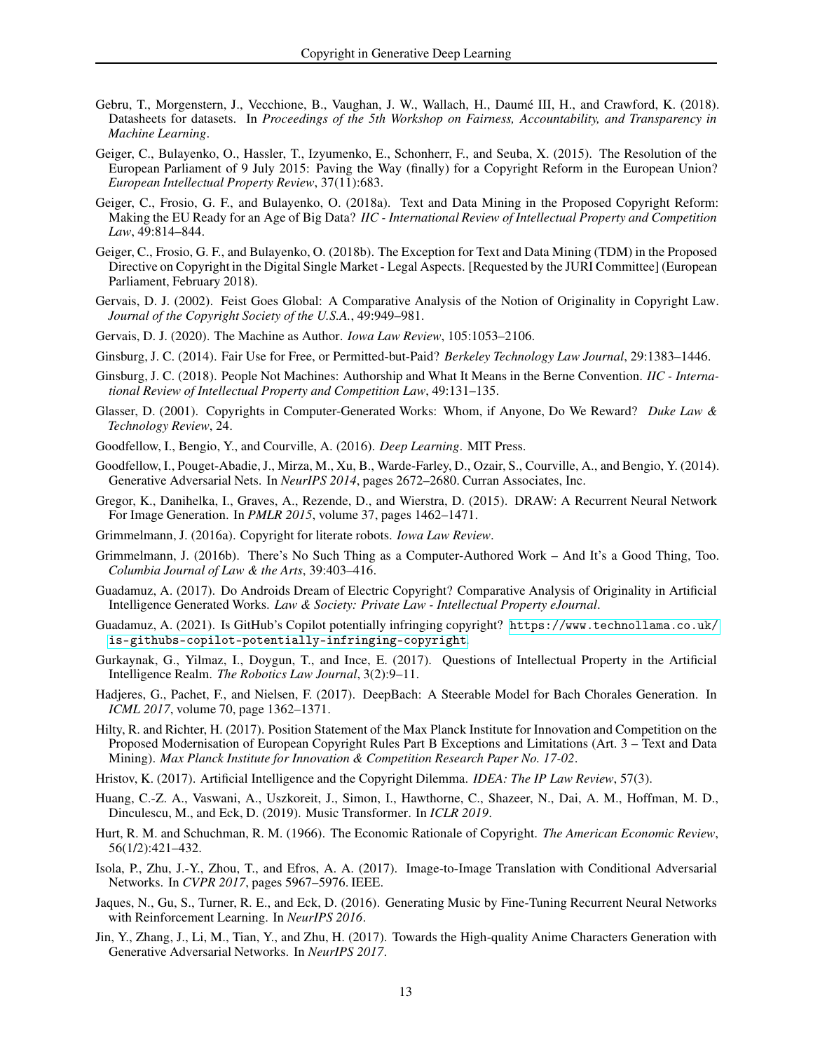Gebru, T., Morgenstern, J., Vecchione, B., Vaughan, J. W., Wallach, H., Daumé III, H., and Crawford, K. (2018). Datasheets for datasets. In *Proceedings of the 5th Workshop on Fairness, Accountability, and Transparency in Machine Learning*.

Geiger, C., Bulayenko, O., Hassler, T., Izyumenko, E., Schonherr, F., and Seuba, X. (2015). The Resolution of the European Parliament of 9 July 2015: Paving the Way (finally) for a Copyright Reform in the European Union? *European Intellectual Property Review*, 37(11):683.

Geiger, C., Frosio, G. F., and Bulayenko, O. (2018a). Text and Data Mining in the Proposed Copyright Reform: Making the EU Ready for an Age of Big Data? *IIC - International Review of Intellectual Property and Competition Law*, 49:814–844.

Geiger, C., Frosio, G. F., and Bulayenko, O. (2018b). The Exception for Text and Data Mining (TDM) in the Proposed Directive on Copyright in the Digital Single Market - Legal Aspects. [Requested by the JURI Committee] (European Parliament, February 2018).

Gervais, D. J. (2002). Feist Goes Global: A Comparative Analysis of the Notion of Originality in Copyright Law. *Journal of the Copyright Society of the U.S.A.*, 49:949–981.

Gervais, D. J. (2020). The Machine as Author. *Iowa Law Review*, 105:1053–2106.

Ginsburg, J. C. (2014). Fair Use for Free, or Permitted-but-Paid? *Berkeley Technology Law Journal*, 29:1383–1446.

Ginsburg, J. C. (2018). People Not Machines: Authorship and What It Means in the Berne Convention. *IIC - International Review of Intellectual Property and Competition Law*, 49:131–135.

Glasser, D. (2001). Copyrights in Computer-Generated Works: Whom, if Anyone, Do We Reward? *Duke Law & Technology Review*, 24.

Goodfellow, I., Bengio, Y., and Courville, A. (2016). *Deep Learning*. MIT Press.

Goodfellow, I., Pouget-Abadie, J., Mirza, M., Xu, B., Warde-Farley, D., Ozair, S., Courville, A., and Bengio, Y. (2014). Generative Adversarial Nets. In *NeurIPS 2014*, pages 2672–2680. Curran Associates, Inc.

Gregor, K., Danihelka, I., Graves, A., Rezende, D., and Wierstra, D. (2015). DRAW: A Recurrent Neural Network For Image Generation. In *PMLR 2015*, volume 37, pages 1462–1471.

Grimmelmann, J. (2016a). Copyright for literate robots. *Iowa Law Review*.

Grimmelmann, J. (2016b). There's No Such Thing as a Computer-Authored Work – And It's a Good Thing, Too. *Columbia Journal of Law & the Arts*, 39:403–416.

Guadamuz, A. (2017). Do Androids Dream of Electric Copyright? Comparative Analysis of Originality in Artificial Intelligence Generated Works. *Law & Society: Private Law - Intellectual Property eJournal*.

Guadamuz, A. (2021). Is GitHub's Copilot potentially infringing copyright? https://www.technollama.co.uk/is-githubs-copilot-potentially-infringing-copyright.

Gurkaynak, G., Yilmaz, I., Doygun, T., and Ince, E. (2017). Questions of Intellectual Property in the Artificial Intelligence Realm. *The Robotics Law Journal*, 3(2):9–11.

Hadjeres, G., Pachet, F., and Nielsen, F. (2017). DeepBach: A Steerable Model for Bach Chorales Generation. In *ICML 2017*, volume 70, page 1362–1371.

Hilty, R. and Richter, H. (2017). Position Statement of the Max Planck Institute for Innovation and Competition on the Proposed Modernisation of European Copyright Rules Part B Exceptions and Limitations (Art. 3 – Text and Data Mining). *Max Planck Institute for Innovation & Competition Research Paper No. 17-02*.

Hristov, K. (2017). Artificial Intelligence and the Copyright Dilemma. *IDEA: The IP Law Review*, 57(3).

Huang, C.-Z. A., Vaswani, A., Uszkoreit, J., Simon, I., Hawthorne, C., Shazeer, N., Dai, A. M., Hoffman, M. D., Dinculescu, M., and Eck, D. (2019). Music Transformer. In *ICLR 2019*.

Hurt, R. M. and Schuchman, R. M. (1966). The Economic Rationale of Copyright. *The American Economic Review*, 56(1/2):421–432.

Isola, P., Zhu, J.-Y., Zhou, T., and Efros, A. A. (2017). Image-to-Image Translation with Conditional Adversarial Networks. In *CVPR 2017*, pages 5967–5976. IEEE.

Jaques, N., Gu, S., Turner, R. E., and Eck, D. (2016). Generating Music by Fine-Tuning Recurrent Neural Networks with Reinforcement Learning. In *NeurIPS 2016*.

Jin, Y., Zhang, J., Li, M., Tian, Y., and Zhu, H. (2017). Towards the High-quality Anime Characters Generation with Generative Adversarial Networks. In *NeurIPS 2017*.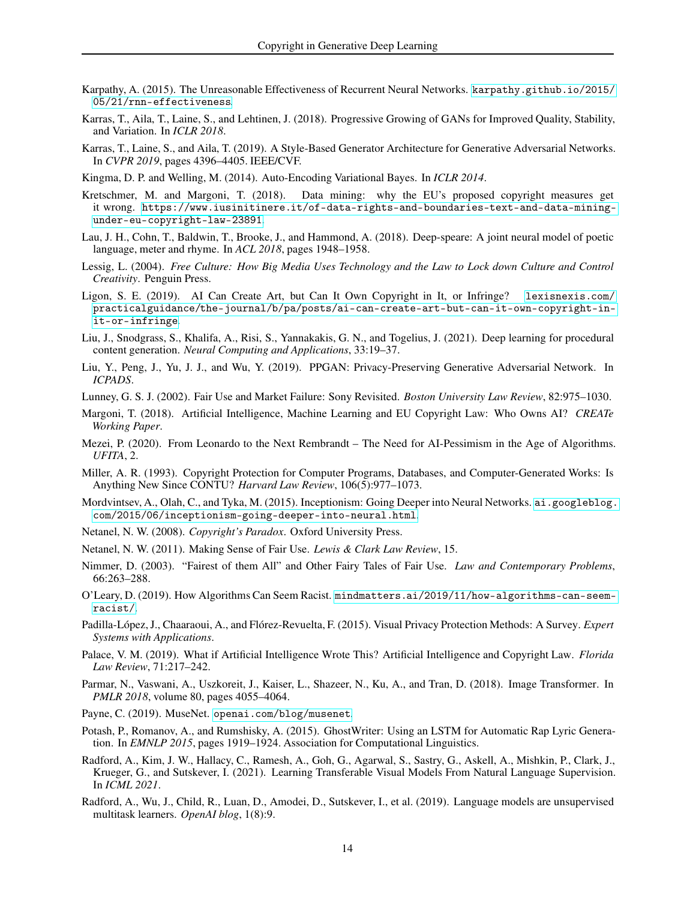Karpathy, A. (2015). The Unreasonable Effectiveness of Recurrent Neural Networks. karpathy.github.io/2015/05/21/rnn-effectiveness.

Karras, T., Aila, T., Laine, S., and Lehtinen, J. (2018). Progressive Growing of GANs for Improved Quality, Stability, and Variation. In *ICLR 2018*.

Karras, T., Laine, S., and Aila, T. (2019). A Style-Based Generator Architecture for Generative Adversarial Networks. In *CVPR 2019*, pages 4396–4405. IEEE/CVF.

Kingma, D. P. and Welling, M. (2014). Auto-Encoding Variational Bayes. In *ICLR 2014*.

Kretschmer, M. and Margoni, T. (2018). Data mining: why the EU's proposed copyright measures get it wrong. https://www.iusinitinere.it/of-data-rights-and-boundaries-text-and-data-mining-under-eu-copyright-law-23891.

Lau, J. H., Cohn, T., Baldwin, T., Brooke, J., and Hammond, A. (2018). Deep-speare: A joint neural model of poetic language, meter and rhyme. In *ACL 2018*, pages 1948–1958.

Lessig, L. (2004). *Free Culture: How Big Media Uses Technology and the Law to Lock down Culture and Control Creativity*. Penguin Press.

Ligon, S. E. (2019). AI Can Create Art, but Can It Own Copyright in It, or Infringe? lexisnexis.com/practicalguidance/the-journal/b/pa/posts/ai-can-create-art-but-can-it-own-copyright-in-it-or-infringe.

Liu, J., Snodgrass, S., Khalifa, A., Risi, S., Yannakakis, G. N., and Togelius, J. (2021). Deep learning for procedural content generation. *Neural Computing and Applications*, 33:19–37.

Liu, Y., Peng, J., Yu, J. J., and Wu, Y. (2019). PPGAN: Privacy-Preserving Generative Adversarial Network. In *ICPADS*.

Lunney, G. S. J. (2002). Fair Use and Market Failure: Sony Revisited. *Boston University Law Review*, 82:975–1030.

Margoni, T. (2018). Artificial Intelligence, Machine Learning and EU Copyright Law: Who Owns AI? *CREATe Working Paper*.

Mezei, P. (2020). From Leonardo to the Next Rembrandt – The Need for AI-Pessimism in the Age of Algorithms. *UFITA*, 2.

Miller, A. R. (1993). Copyright Protection for Computer Programs, Databases, and Computer-Generated Works: Is Anything New Since CONTU? *Harvard Law Review*, 106(5):977–1073.

Mordvintsev, A., Olah, C., and Tyka, M. (2015). Inceptionism: Going Deeper into Neural Networks. ai.googleblog.com/2015/06/inceptionism-going-deeper-into-neural.html.

Netanel, N. W. (2008). *Copyright's Paradox*. Oxford University Press.

Netanel, N. W. (2011). Making Sense of Fair Use. *Lewis & Clark Law Review*, 15.

Nimmer, D. (2003). "Fairest of them All" and Other Fairy Tales of Fair Use. *Law and Contemporary Problems*, 66:263–288.

O'Leary, D. (2019). How Algorithms Can Seem Racist. mindmatters.ai/2019/11/how-algorithms-can-seem-racist/.

Padilla-López, J., Chaaraoui, A., and Flórez-Revuelta, F. (2015). Visual Privacy Protection Methods: A Survey. *Expert Systems with Applications*.

Palace, V. M. (2019). What if Artificial Intelligence Wrote This? Artificial Intelligence and Copyright Law. *Florida Law Review*, 71:217–242.

Parmar, N., Vaswani, A., Uszkoreit, J., Kaiser, L., Shazeer, N., Ku, A., and Tran, D. (2018). Image Transformer. In *PMLR 2018*, volume 80, pages 4055–4064.

Payne, C. (2019). MuseNet. openai.com/blog/musenet.

Potash, P., Romanov, A., and Rumshisky, A. (2015). GhostWriter: Using an LSTM for Automatic Rap Lyric Generation. In *EMNLP 2015*, pages 1919–1924. Association for Computational Linguistics.

Radford, A., Kim, J. W., Hallacy, C., Ramesh, A., Goh, G., Agarwal, S., Sastry, G., Askell, A., Mishkin, P., Clark, J., Krueger, G., and Sutskever, I. (2021). Learning Transferable Visual Models From Natural Language Supervision. In *ICML 2021*.

Radford, A., Wu, J., Child, R., Luan, D., Amodei, D., Sutskever, I., et al. (2019). Language models are unsupervised multitask learners. *OpenAI blog*, 1(8):9.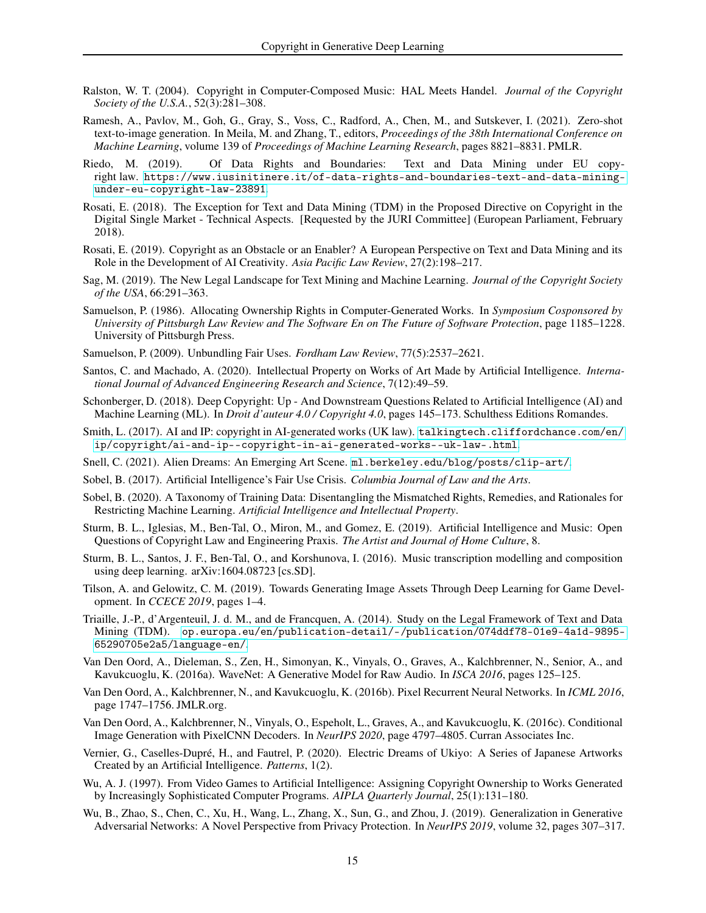Ralston, W. T. (2004). Copyright in Computer-Composed Music: HAL Meets Handel. *Journal of the Copyright Society of the U.S.A.*, 52(3):281–308.

Ramesh, A., Pavlov, M., Goh, G., Gray, S., Voss, C., Radford, A., Chen, M., and Sutskever, I. (2021). Zero-shot text-to-image generation. In Meila, M. and Zhang, T., editors, *Proceedings of the 38th International Conference on Machine Learning*, volume 139 of *Proceedings of Machine Learning Research*, pages 8821–8831. PMLR.

Riedo, M. (2019). Of Data Rights and Boundaries: Text and Data Mining under EU copyright law. https://www.iusinitinere.it/of-data-rights-and-boundaries-text-and-data-mining-under-eu-copyright-law-23891.

Rosati, E. (2018). The Exception for Text and Data Mining (TDM) in the Proposed Directive on Copyright in the Digital Single Market - Technical Aspects. [Requested by the JURI Committee] (European Parliament, February 2018).

Rosati, E. (2019). Copyright as an Obstacle or an Enabler? A European Perspective on Text and Data Mining and its Role in the Development of AI Creativity. *Asia Pacific Law Review*, 27(2):198–217.

Sag, M. (2019). The New Legal Landscape for Text Mining and Machine Learning. *Journal of the Copyright Society of the USA*, 66:291–363.

Samuelson, P. (1986). Allocating Ownership Rights in Computer-Generated Works. In *Symposium Cosponsored by University of Pittsburgh Law Review and The Software En on The Future of Software Protection*, page 1185–1228. University of Pittsburgh Press.

Samuelson, P. (2009). Unbundling Fair Uses. *Fordham Law Review*, 77(5):2537–2621.

Santos, C. and Machado, A. (2020). Intellectual Property on Works of Art Made by Artificial Intelligence. *International Journal of Advanced Engineering Research and Science*, 7(12):49–59.

Schonberger, D. (2018). Deep Copyright: Up - And Downstream Questions Related to Artificial Intelligence (AI) and Machine Learning (ML). In *Droit d'auteur 4.0 / Copyright 4.0*, pages 145–173. Schulthess Editions Romandes.

Smith, L. (2017). AI and IP: copyright in AI-generated works (UK law). talkingtech.cliffordchance.com/en/ip/copyright/ai-and-ip--copyright-in-ai-generated-works--uk-law-.html.

Snell, C. (2021). Alien Dreams: An Emerging Art Scene. ml.berkeley.edu/blog/posts/clip-art/.

Sobel, B. (2017). Artificial Intelligence's Fair Use Crisis. *Columbia Journal of Law and the Arts*.

Sobel, B. (2020). A Taxonomy of Training Data: Disentangling the Mismatched Rights, Remedies, and Rationales for Restricting Machine Learning. *Artificial Intelligence and Intellectual Property*.

Sturm, B. L., Iglesias, M., Ben-Tal, O., Miron, M., and Gomez, E. (2019). Artificial Intelligence and Music: Open Questions of Copyright Law and Engineering Praxis. *The Artist and Journal of Home Culture*, 8.

Sturm, B. L., Santos, J. F., Ben-Tal, O., and Korshunova, I. (2016). Music transcription modelling and composition using deep learning. arXiv:1604.08723 [cs.SD].

Tilson, A. and Gelowitz, C. M. (2019). Towards Generating Image Assets Through Deep Learning for Game Development. In *CCECE 2019*, pages 1–4.

Triaille, J.-P., d'Argenteuil, J. d. M., and de Francquen, A. (2014). Study on the Legal Framework of Text and Data Mining (TDM). op.europa.eu/en/publication-detail/-/publication/074ddf78-01e9-4a1d-9895-65290705e2a5/language-en/.

Van Den Oord, A., Dieleman, S., Zen, H., Simonyan, K., Vinyals, O., Graves, A., Kalchbrenner, N., Senior, A., and Kavukcuoglu, K. (2016a). WaveNet: A Generative Model for Raw Audio. In *ISCA 2016*, pages 125–125.

Van Den Oord, A., Kalchbrenner, N., and Kavukcuoglu, K. (2016b). Pixel Recurrent Neural Networks. In *ICML 2016*, page 1747–1756. JMLR.org.

Van Den Oord, A., Kalchbrenner, N., Vinyals, O., Espeholt, L., Graves, A., and Kavukcuoglu, K. (2016c). Conditional Image Generation with PixelCNN Decoders. In *NeurIPS 2020*, page 4797–4805. Curran Associates Inc.

Vernier, G., Caselles-Dupré, H., and Fautrel, P. (2020). Electric Dreams of Ukiyo: A Series of Japanese Artworks Created by an Artificial Intelligence. *Patterns*, 1(2).

Wu, A. J. (1997). From Video Games to Artificial Intelligence: Assigning Copyright Ownership to Works Generated by Increasingly Sophisticated Computer Programs. *AIPLA Quarterly Journal*, 25(1):131–180.

Wu, B., Zhao, S., Chen, C., Xu, H., Wang, L., Zhang, X., Sun, G., and Zhou, J. (2019). Generalization in Generative Adversarial Networks: A Novel Perspective from Privacy Protection. In *NeurIPS 2019*, volume 32, pages 307–317.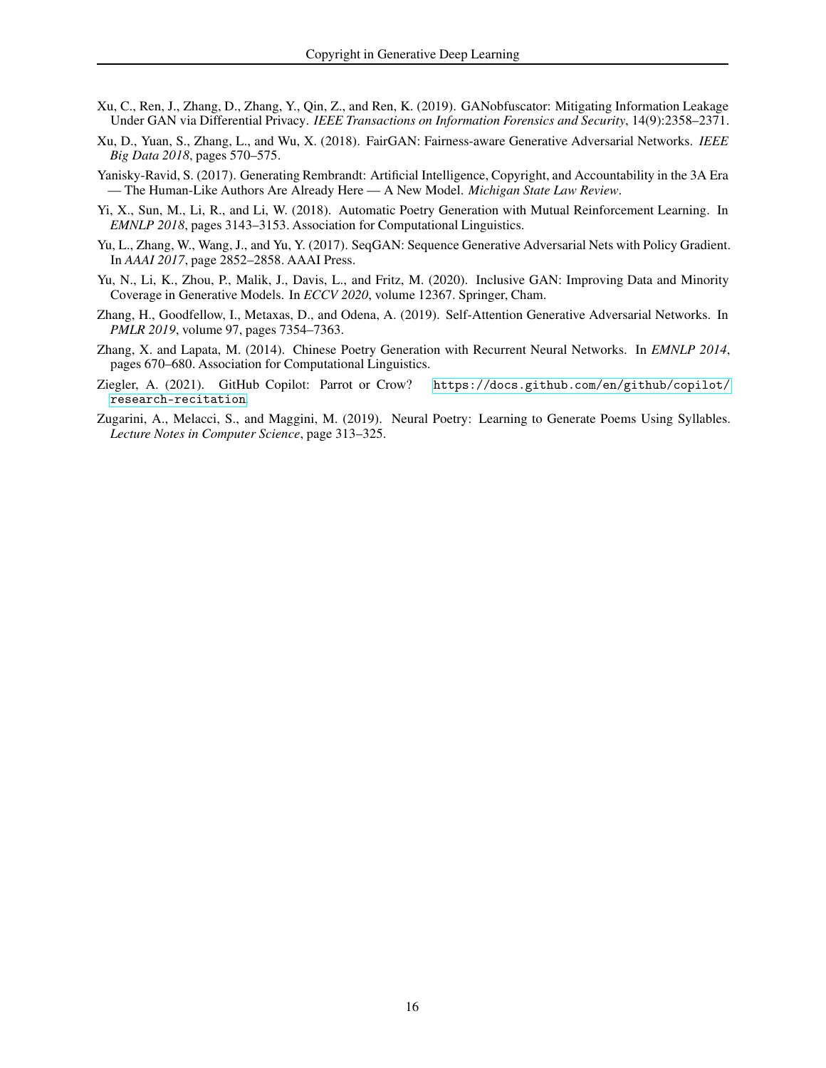Xu, C., Ren, J., Zhang, D., Zhang, Y., Qin, Z., and Ren, K. (2019). GANobfuscator: Mitigating Information Leakage Under GAN via Differential Privacy. *IEEE Transactions on Information Forensics and Security*, 14(9):2358–2371.

Xu, D., Yuan, S., Zhang, L., and Wu, X. (2018). FairGAN: Fairness-aware Generative Adversarial Networks. *IEEE Big Data 2018*, pages 570–575.

Yanisky-Ravid, S. (2017). Generating Rembrandt: Artificial Intelligence, Copyright, and Accountability in the 3A Era — The Human-Like Authors Are Already Here — A New Model. *Michigan State Law Review*.

Yi, X., Sun, M., Li, R., and Li, W. (2018). Automatic Poetry Generation with Mutual Reinforcement Learning. In *EMNLP 2018*, pages 3143–3153. Association for Computational Linguistics.

Yu, L., Zhang, W., Wang, J., and Yu, Y. (2017). SeqGAN: Sequence Generative Adversarial Nets with Policy Gradient. In *AAAI 2017*, page 2852–2858. AAAI Press.

Yu, N., Li, K., Zhou, P., Malik, J., Davis, L., and Fritz, M. (2020). Inclusive GAN: Improving Data and Minority Coverage in Generative Models. In *ECCV 2020*, volume 12367. Springer, Cham.

Zhang, H., Goodfellow, I., Metaxas, D., and Odena, A. (2019). Self-Attention Generative Adversarial Networks. In *PMLR 2019*, volume 97, pages 7354–7363.

Zhang, X. and Lapata, M. (2014). Chinese Poetry Generation with Recurrent Neural Networks. In *EMNLP 2014*, pages 670–680. Association for Computational Linguistics.

Ziegler, A. (2021). GitHub Copilot: Parrot or Crow? `https://docs.github.com/en/github/copilot/research-recitation`.

Zugarini, A., Melacci, S., and Maggini, M. (2019). Neural Poetry: Learning to Generate Poems Using Syllables. *Lecture Notes in Computer Science*, page 313–325.